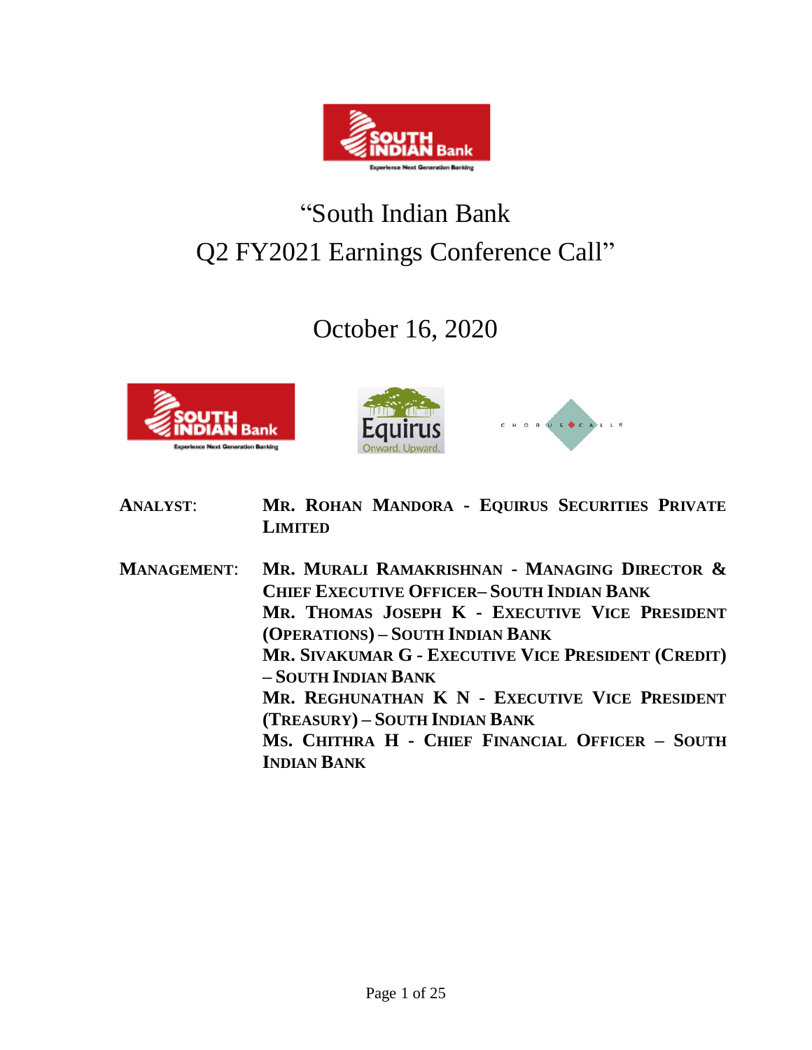# "South Indian Bank Q2 FY2021 Earnings Conference Call"

## October 16, 2020

**ANALYST**: **MR. ROHAN MANDORA - EQUIRUS SECURITIES PRIVATE LIMITED**

**MANAGEMENT**: **MR. MURALI RAMAKRISHNAN - MANAGING DIRECTOR & CHIEF EXECUTIVE OFFICER– SOUTH INDIAN BANK**
**MR. THOMAS JOSEPH K - EXECUTIVE VICE PRESIDENT (OPERATIONS) – SOUTH INDIAN BANK**
**MR. SIVAKUMAR G - EXECUTIVE VICE PRESIDENT (CREDIT) – SOUTH INDIAN BANK**
**MR. REGHUNATHAN K N - EXECUTIVE VICE PRESIDENT (TREASURY) – SOUTH INDIAN BANK**
**MS. CHITHRA H - CHIEF FINANCIAL OFFICER – SOUTH INDIAN BANK**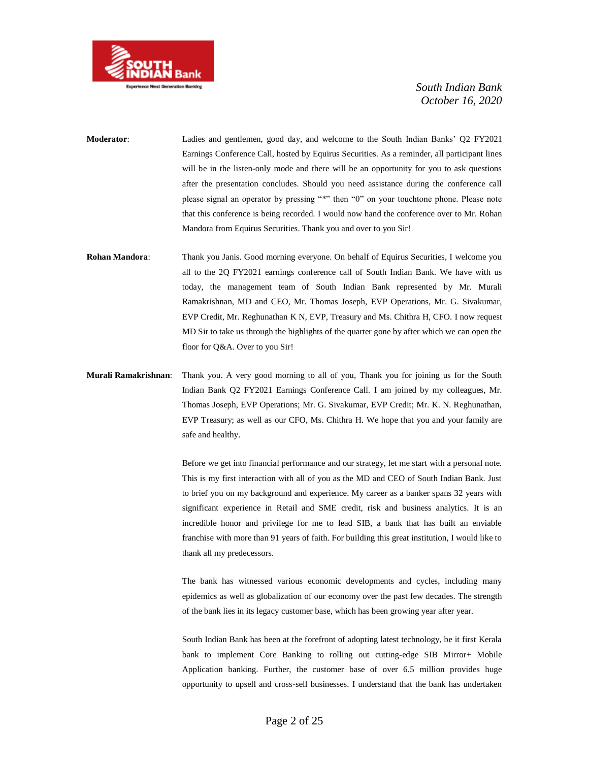**Moderator**: Ladies and gentlemen, good day, and welcome to the South Indian Banks' Q2 FY2021 Earnings Conference Call, hosted by Equirus Securities. As a reminder, all participant lines will be in the listen-only mode and there will be an opportunity for you to ask questions after the presentation concludes. Should you need assistance during the conference call please signal an operator by pressing "*" then "0" on your touchtone phone. Please note that this conference is being recorded. I would now hand the conference over to Mr. Rohan Mandora from Equirus Securities. Thank you and over to you Sir!

**Rohan Mandora**: Thank you Janis. Good morning everyone. On behalf of Equirus Securities, I welcome you all to the 2Q FY2021 earnings conference call of South Indian Bank. We have with us today, the management team of South Indian Bank represented by Mr. Murali Ramakrishnan, MD and CEO, Mr. Thomas Joseph, EVP Operations, Mr. G. Sivakumar, EVP Credit, Mr. Reghunathan K N, EVP, Treasury and Ms. Chithra H, CFO. I now request MD Sir to take us through the highlights of the quarter gone by after which we can open the floor for Q&A. Over to you Sir!

**Murali Ramakrishnan**: Thank you. A very good morning to all of you, Thank you for joining us for the South Indian Bank Q2 FY2021 Earnings Conference Call. I am joined by my colleagues, Mr. Thomas Joseph, EVP Operations; Mr. G. Sivakumar, EVP Credit; Mr. K. N. Reghunathan, EVP Treasury; as well as our CFO, Ms. Chithra H. We hope that you and your family are safe and healthy.

Before we get into financial performance and our strategy, let me start with a personal note. This is my first interaction with all of you as the MD and CEO of South Indian Bank. Just to brief you on my background and experience. My career as a banker spans 32 years with significant experience in Retail and SME credit, risk and business analytics. It is an incredible honor and privilege for me to lead SIB, a bank that has built an enviable franchise with more than 91 years of faith. For building this great institution, I would like to thank all my predecessors.

The bank has witnessed various economic developments and cycles, including many epidemics as well as globalization of our economy over the past few decades. The strength of the bank lies in its legacy customer base, which has been growing year after year.

South Indian Bank has been at the forefront of adopting latest technology, be it first Kerala bank to implement Core Banking to rolling out cutting-edge SIB Mirror+ Mobile Application banking. Further, the customer base of over 6.5 million provides huge opportunity to upsell and cross-sell businesses. I understand that the bank has undertaken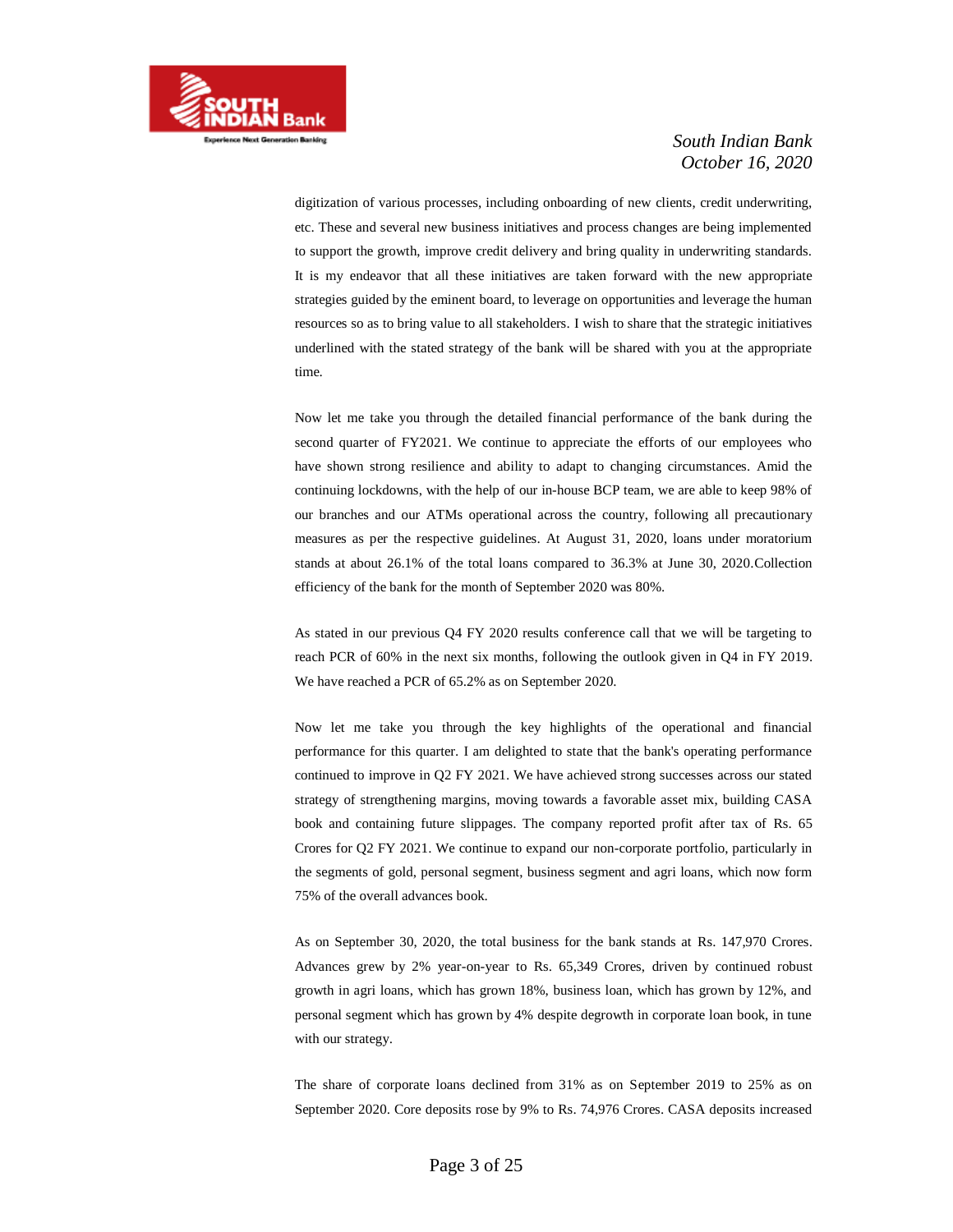digitization of various processes, including onboarding of new clients, credit underwriting, etc. These and several new business initiatives and process changes are being implemented to support the growth, improve credit delivery and bring quality in underwriting standards. It is my endeavor that all these initiatives are taken forward with the new appropriate strategies guided by the eminent board, to leverage on opportunities and leverage the human resources so as to bring value to all stakeholders. I wish to share that the strategic initiatives underlined with the stated strategy of the bank will be shared with you at the appropriate time.

Now let me take you through the detailed financial performance of the bank during the second quarter of FY2021. We continue to appreciate the efforts of our employees who have shown strong resilience and ability to adapt to changing circumstances. Amid the continuing lockdowns, with the help of our in-house BCP team, we are able to keep 98% of our branches and our ATMs operational across the country, following all precautionary measures as per the respective guidelines. At August 31, 2020, loans under moratorium stands at about 26.1% of the total loans compared to 36.3% at June 30, 2020.Collection efficiency of the bank for the month of September 2020 was 80%.

As stated in our previous Q4 FY 2020 results conference call that we will be targeting to reach PCR of 60% in the next six months, following the outlook given in Q4 in FY 2019. We have reached a PCR of 65.2% as on September 2020.

Now let me take you through the key highlights of the operational and financial performance for this quarter. I am delighted to state that the bank's operating performance continued to improve in Q2 FY 2021. We have achieved strong successes across our stated strategy of strengthening margins, moving towards a favorable asset mix, building CASA book and containing future slippages. The company reported profit after tax of Rs. 65 Crores for Q2 FY 2021. We continue to expand our non-corporate portfolio, particularly in the segments of gold, personal segment, business segment and agri loans, which now form 75% of the overall advances book.

As on September 30, 2020, the total business for the bank stands at Rs. 147,970 Crores. Advances grew by 2% year-on-year to Rs. 65,349 Crores, driven by continued robust growth in agri loans, which has grown 18%, business loan, which has grown by 12%, and personal segment which has grown by 4% despite degrowth in corporate loan book, in tune with our strategy.

The share of corporate loans declined from 31% as on September 2019 to 25% as on September 2020. Core deposits rose by 9% to Rs. 74,976 Crores. CASA deposits increased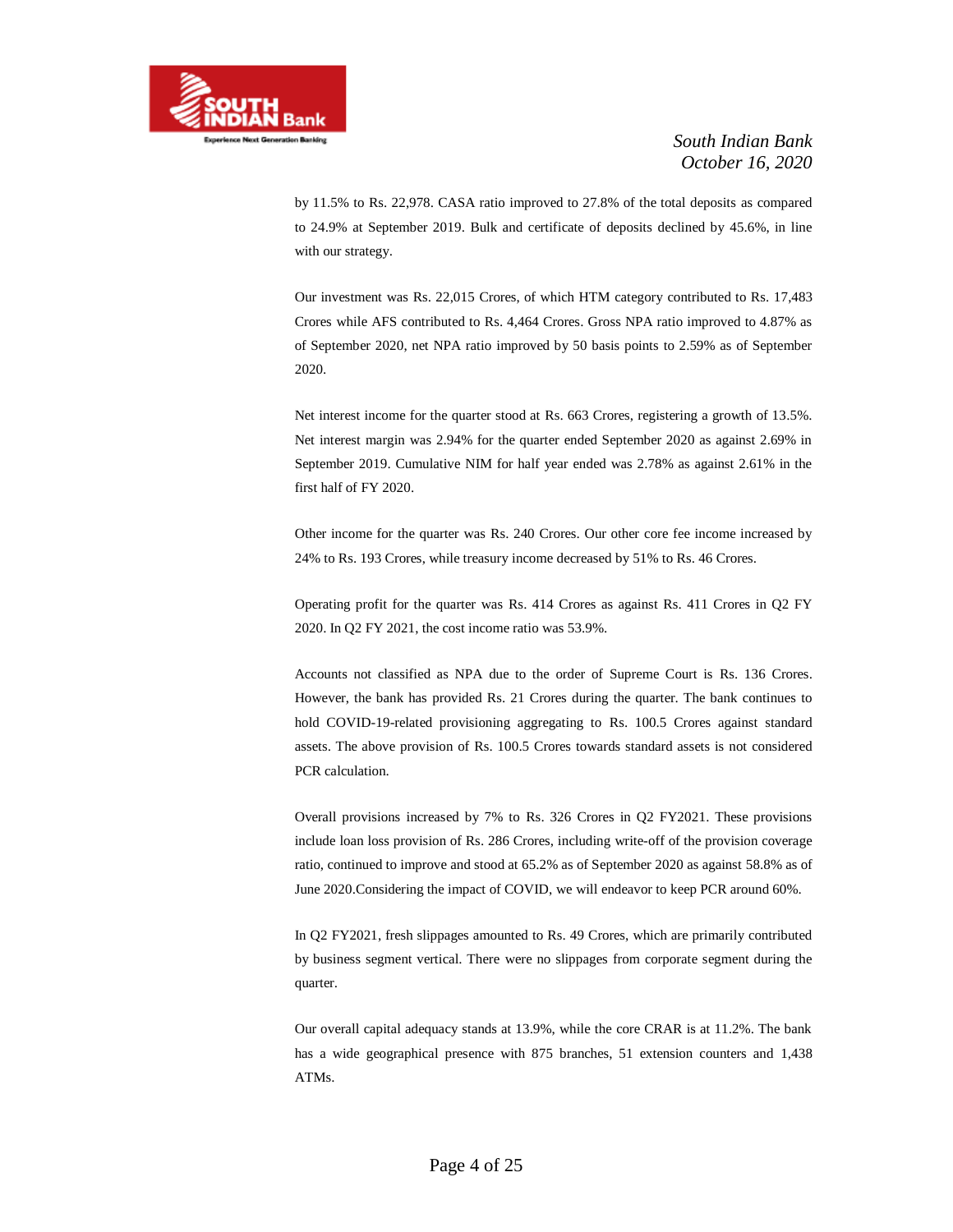by 11.5% to Rs. 22,978. CASA ratio improved to 27.8% of the total deposits as compared to 24.9% at September 2019. Bulk and certificate of deposits declined by 45.6%, in line with our strategy.

Our investment was Rs. 22,015 Crores, of which HTM category contributed to Rs. 17,483 Crores while AFS contributed to Rs. 4,464 Crores. Gross NPA ratio improved to 4.87% as of September 2020, net NPA ratio improved by 50 basis points to 2.59% as of September 2020.

Net interest income for the quarter stood at Rs. 663 Crores, registering a growth of 13.5%. Net interest margin was 2.94% for the quarter ended September 2020 as against 2.69% in September 2019. Cumulative NIM for half year ended was 2.78% as against 2.61% in the first half of FY 2020.

Other income for the quarter was Rs. 240 Crores. Our other core fee income increased by 24% to Rs. 193 Crores, while treasury income decreased by 51% to Rs. 46 Crores.

Operating profit for the quarter was Rs. 414 Crores as against Rs. 411 Crores in Q2 FY 2020. In Q2 FY 2021, the cost income ratio was 53.9%.

Accounts not classified as NPA due to the order of Supreme Court is Rs. 136 Crores. However, the bank has provided Rs. 21 Crores during the quarter. The bank continues to hold COVID-19-related provisioning aggregating to Rs. 100.5 Crores against standard assets. The above provision of Rs. 100.5 Crores towards standard assets is not considered PCR calculation.

Overall provisions increased by 7% to Rs. 326 Crores in Q2 FY2021. These provisions include loan loss provision of Rs. 286 Crores, including write-off of the provision coverage ratio, continued to improve and stood at 65.2% as of September 2020 as against 58.8% as of June 2020.Considering the impact of COVID, we will endeavor to keep PCR around 60%.

In Q2 FY2021, fresh slippages amounted to Rs. 49 Crores, which are primarily contributed by business segment vertical. There were no slippages from corporate segment during the quarter.

Our overall capital adequacy stands at 13.9%, while the core CRAR is at 11.2%. The bank has a wide geographical presence with 875 branches, 51 extension counters and 1,438 ATMs.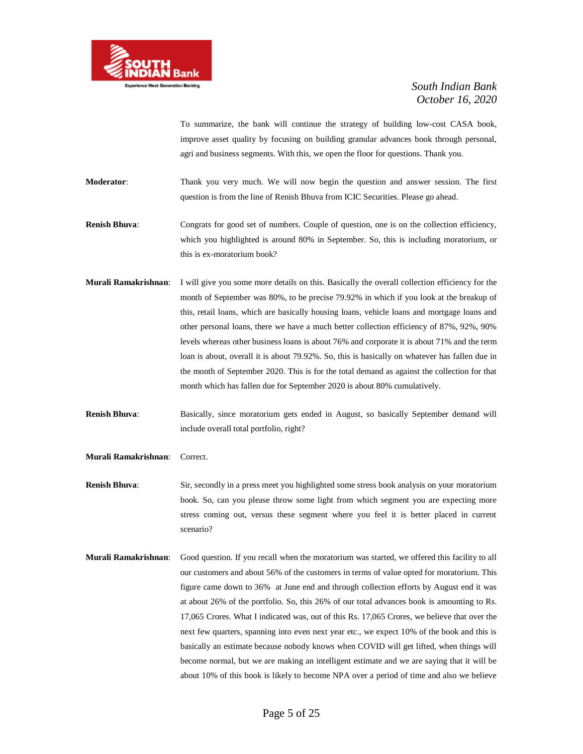To summarize, the bank will continue the strategy of building low-cost CASA book, improve asset quality by focusing on building granular advances book through personal, agri and business segments. With this, we open the floor for questions. Thank you.

**Moderator**: Thank you very much. We will now begin the question and answer session. The first question is from the line of Renish Bhuva from ICIC Securities. Please go ahead.

**Renish Bhuva**: Congrats for good set of numbers. Couple of question, one is on the collection efficiency, which you highlighted is around 80% in September. So, this is including moratorium, or this is ex-moratorium book?

**Murali Ramakrishnan**: I will give you some more details on this. Basically the overall collection efficiency for the month of September was 80%, to be precise 79.92% in which if you look at the breakup of this, retail loans, which are basically housing loans, vehicle loans and mortgage loans and other personal loans, there we have a much better collection efficiency of 87%, 92%, 90% levels whereas other business loans is about 76% and corporate it is about 71% and the term loan is about, overall it is about 79.92%. So, this is basically on whatever has fallen due in the month of September 2020. This is for the total demand as against the collection for that month which has fallen due for September 2020 is about 80% cumulatively.

**Renish Bhuva**: Basically, since moratorium gets ended in August, so basically September demand will include overall total portfolio, right?

**Murali Ramakrishnan**: Correct.

**Renish Bhuva**: Sir, secondly in a press meet you highlighted some stress book analysis on your moratorium book. So, can you please throw some light from which segment you are expecting more stress coming out, versus these segment where you feel it is better placed in current scenario?

**Murali Ramakrishnan**: Good question. If you recall when the moratorium was started, we offered this facility to all our customers and about 56% of the customers in terms of value opted for moratorium. This figure came down to 36% at June end and through collection efforts by August end it was at about 26% of the portfolio. So, this 26% of our total advances book is amounting to Rs. 17,065 Crores. What I indicated was, out of this Rs. 17,065 Crores, we believe that over the next few quarters, spanning into even next year etc., we expect 10% of the book and this is basically an estimate because nobody knows when COVID will get lifted, when things will become normal, but we are making an intelligent estimate and we are saying that it will be about 10% of this book is likely to become NPA over a period of time and also we believe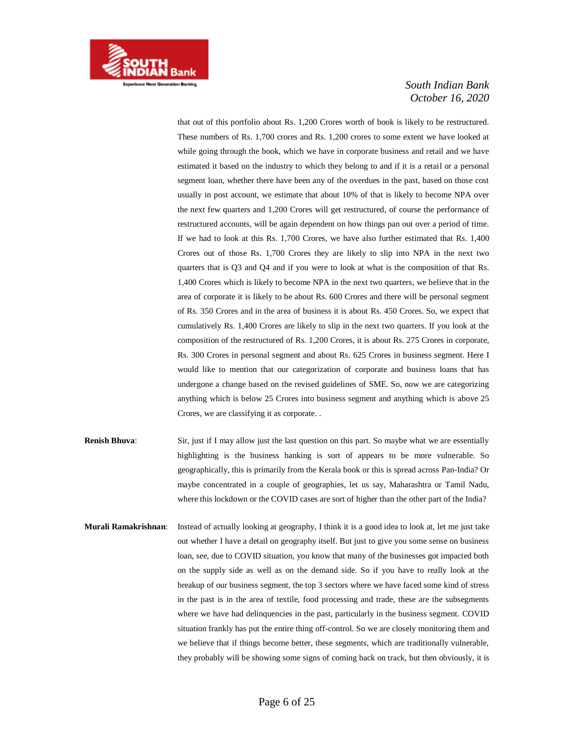that out of this portfolio about Rs. 1,200 Crores worth of book is likely to be restructured. These numbers of Rs. 1,700 crores and Rs. 1,200 crores to some extent we have looked at while going through the book, which we have in corporate business and retail and we have estimated it based on the industry to which they belong to and if it is a retail or a personal segment loan, whether there have been any of the overdues in the past, based on those cost usually in post account, we estimate that about 10% of that is likely to become NPA over the next few quarters and 1,200 Crores will get restructured, of course the performance of restructured accounts, will be again dependent on how things pan out over a period of time. If we had to look at this Rs. 1,700 Crores, we have also further estimated that Rs. 1,400 Crores out of those Rs. 1,700 Crores they are likely to slip into NPA in the next two quarters that is Q3 and Q4 and if you were to look at what is the composition of that Rs. 1,400 Crores which is likely to become NPA in the next two quarters, we believe that in the area of corporate it is likely to be about Rs. 600 Crores and there will be personal segment of Rs. 350 Crores and in the area of business it is about Rs. 450 Crores. So, we expect that cumulatively Rs. 1,400 Crores are likely to slip in the next two quarters. If you look at the composition of the restructured of Rs. 1,200 Crores, it is about Rs. 275 Crores in corporate, Rs. 300 Crores in personal segment and about Rs. 625 Crores in business segment. Here I would like to mention that our categorization of corporate and business loans that has undergone a change based on the revised guidelines of SME. So, now we are categorizing anything which is below 25 Crores into business segment and anything which is above 25 Crores, we are classifying it as corporate. .

**Renish Bhuva**: Sir, just if I may allow just the last question on this part. So maybe what we are essentially highlighting is the business banking is sort of appears to be more vulnerable. So geographically, this is primarily from the Kerala book or this is spread across Pan-India? Or maybe concentrated in a couple of geographies, let us say, Maharashtra or Tamil Nadu, where this lockdown or the COVID cases are sort of higher than the other part of the India?

**Murali Ramakrishnan**: Instead of actually looking at geography, I think it is a good idea to look at, let me just take out whether I have a detail on geography itself. But just to give you some sense on business loan, see, due to COVID situation, you know that many of the businesses got impacted both on the supply side as well as on the demand side. So if you have to really look at the breakup of our business segment, the top 3 sectors where we have faced some kind of stress in the past is in the area of textile, food processing and trade, these are the subsegments where we have had delinquencies in the past, particularly in the business segment. COVID situation frankly has put the entire thing off-control. So we are closely monitoring them and we believe that if things become better, these segments, which are traditionally vulnerable, they probably will be showing some signs of coming back on track, but then obviously, it is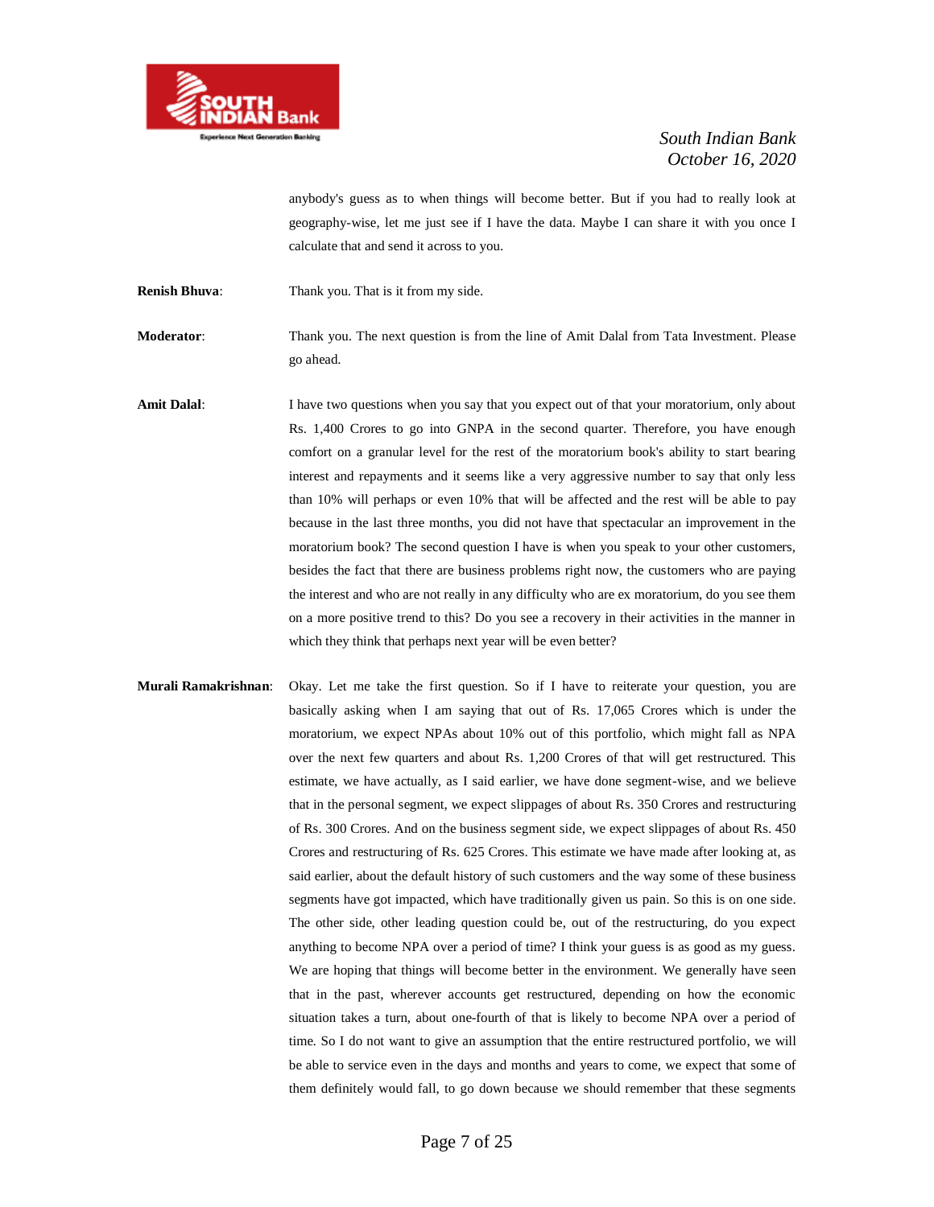anybody's guess as to when things will become better. But if you had to really look at geography-wise, let me just see if I have the data. Maybe I can share it with you once I calculate that and send it across to you.

**Renish Bhuva**: Thank you. That is it from my side.

**Moderator**: Thank you. The next question is from the line of Amit Dalal from Tata Investment. Please go ahead.

**Amit Dalal**: I have two questions when you say that you expect out of that your moratorium, only about Rs. 1,400 Crores to go into GNPA in the second quarter. Therefore, you have enough comfort on a granular level for the rest of the moratorium book's ability to start bearing interest and repayments and it seems like a very aggressive number to say that only less than 10% will perhaps or even 10% that will be affected and the rest will be able to pay because in the last three months, you did not have that spectacular an improvement in the moratorium book? The second question I have is when you speak to your other customers, besides the fact that there are business problems right now, the customers who are paying the interest and who are not really in any difficulty who are ex moratorium, do you see them on a more positive trend to this? Do you see a recovery in their activities in the manner in which they think that perhaps next year will be even better?

**Murali Ramakrishnan**: Okay. Let me take the first question. So if I have to reiterate your question, you are basically asking when I am saying that out of Rs. 17,065 Crores which is under the moratorium, we expect NPAs about 10% out of this portfolio, which might fall as NPA over the next few quarters and about Rs. 1,200 Crores of that will get restructured. This estimate, we have actually, as I said earlier, we have done segment-wise, and we believe that in the personal segment, we expect slippages of about Rs. 350 Crores and restructuring of Rs. 300 Crores. And on the business segment side, we expect slippages of about Rs. 450 Crores and restructuring of Rs. 625 Crores. This estimate we have made after looking at, as said earlier, about the default history of such customers and the way some of these business segments have got impacted, which have traditionally given us pain. So this is on one side. The other side, other leading question could be, out of the restructuring, do you expect anything to become NPA over a period of time? I think your guess is as good as my guess. We are hoping that things will become better in the environment. We generally have seen that in the past, wherever accounts get restructured, depending on how the economic situation takes a turn, about one-fourth of that is likely to become NPA over a period of time. So I do not want to give an assumption that the entire restructured portfolio, we will be able to service even in the days and months and years to come, we expect that some of them definitely would fall, to go down because we should remember that these segments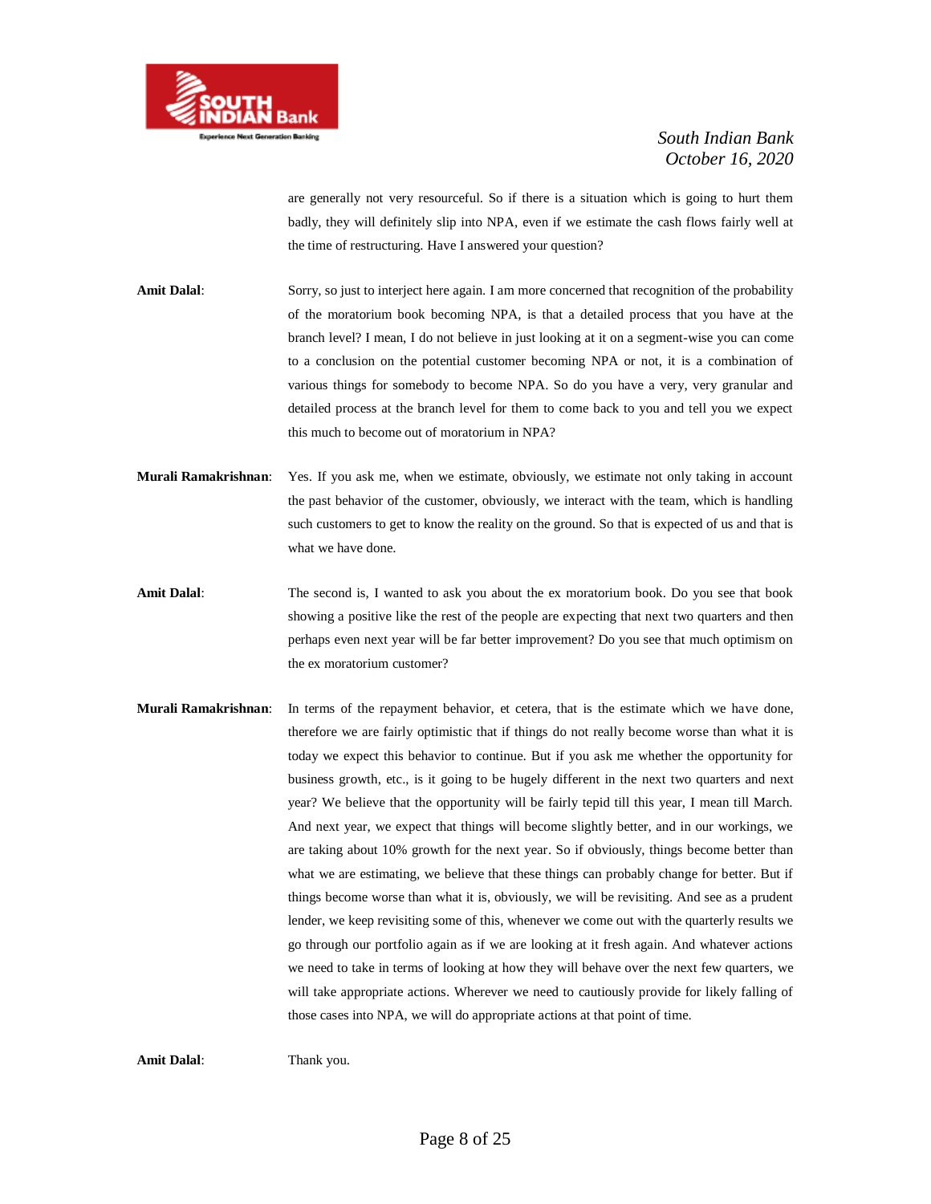are generally not very resourceful. So if there is a situation which is going to hurt them badly, they will definitely slip into NPA, even if we estimate the cash flows fairly well at the time of restructuring. Have I answered your question?

**Amit Dalal**: Sorry, so just to interject here again. I am more concerned that recognition of the probability of the moratorium book becoming NPA, is that a detailed process that you have at the branch level? I mean, I do not believe in just looking at it on a segment-wise you can come to a conclusion on the potential customer becoming NPA or not, it is a combination of various things for somebody to become NPA. So do you have a very, very granular and detailed process at the branch level for them to come back to you and tell you we expect this much to become out of moratorium in NPA?

**Murali Ramakrishnan**: Yes. If you ask me, when we estimate, obviously, we estimate not only taking in account the past behavior of the customer, obviously, we interact with the team, which is handling such customers to get to know the reality on the ground. So that is expected of us and that is what we have done.

**Amit Dalal**: The second is, I wanted to ask you about the ex moratorium book. Do you see that book showing a positive like the rest of the people are expecting that next two quarters and then perhaps even next year will be far better improvement? Do you see that much optimism on the ex moratorium customer?

**Murali Ramakrishnan**: In terms of the repayment behavior, et cetera, that is the estimate which we have done, therefore we are fairly optimistic that if things do not really become worse than what it is today we expect this behavior to continue. But if you ask me whether the opportunity for business growth, etc., is it going to be hugely different in the next two quarters and next year? We believe that the opportunity will be fairly tepid till this year, I mean till March. And next year, we expect that things will become slightly better, and in our workings, we are taking about 10% growth for the next year. So if obviously, things become better than what we are estimating, we believe that these things can probably change for better. But if things become worse than what it is, obviously, we will be revisiting. And see as a prudent lender, we keep revisiting some of this, whenever we come out with the quarterly results we go through our portfolio again as if we are looking at it fresh again. And whatever actions we need to take in terms of looking at how they will behave over the next few quarters, we will take appropriate actions. Wherever we need to cautiously provide for likely falling of those cases into NPA, we will do appropriate actions at that point of time.

**Amit Dalal**: Thank you.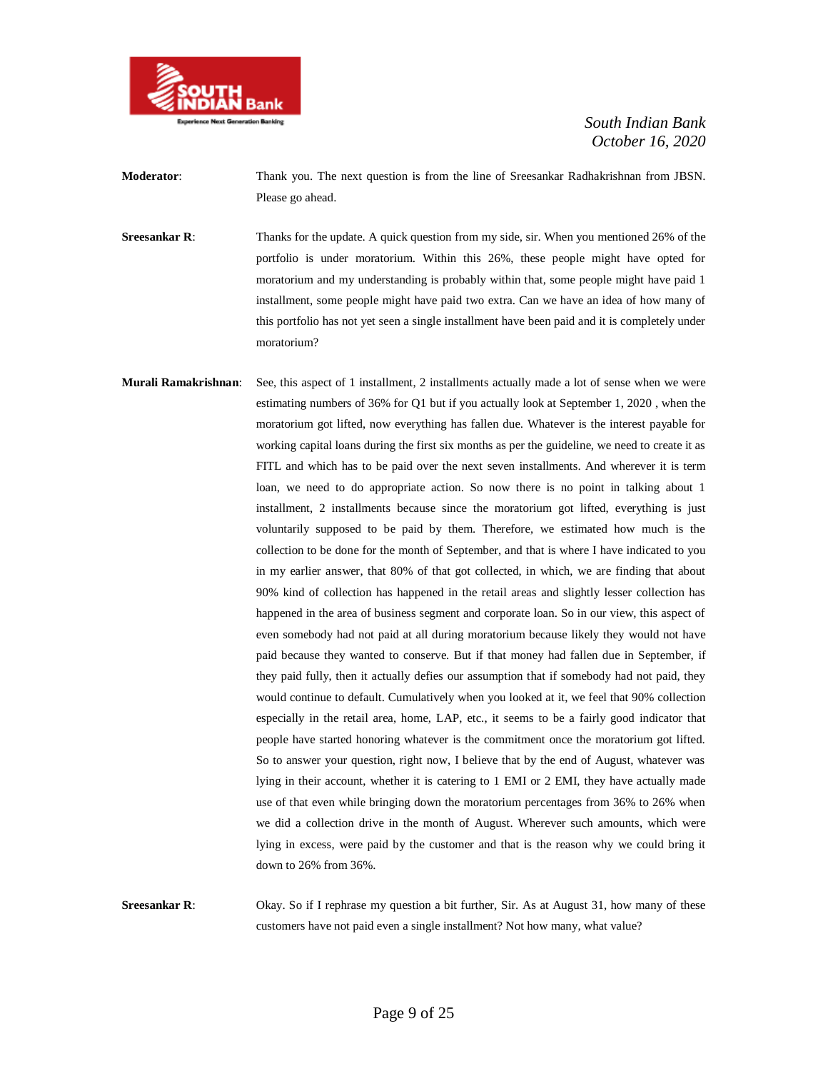**Moderator**: Thank you. The next question is from the line of Sreesankar Radhakrishnan from JBSN. Please go ahead.

**Sreesankar R**: Thanks for the update. A quick question from my side, sir. When you mentioned 26% of the portfolio is under moratorium. Within this 26%, these people might have opted for moratorium and my understanding is probably within that, some people might have paid 1 installment, some people might have paid two extra. Can we have an idea of how many of this portfolio has not yet seen a single installment have been paid and it is completely under moratorium?

**Murali Ramakrishnan**: See, this aspect of 1 installment, 2 installments actually made a lot of sense when we were estimating numbers of 36% for Q1 but if you actually look at September 1, 2020 , when the moratorium got lifted, now everything has fallen due. Whatever is the interest payable for working capital loans during the first six months as per the guideline, we need to create it as FITL and which has to be paid over the next seven installments. And wherever it is term loan, we need to do appropriate action. So now there is no point in talking about 1 installment, 2 installments because since the moratorium got lifted, everything is just voluntarily supposed to be paid by them. Therefore, we estimated how much is the collection to be done for the month of September, and that is where I have indicated to you in my earlier answer, that 80% of that got collected, in which, we are finding that about 90% kind of collection has happened in the retail areas and slightly lesser collection has happened in the area of business segment and corporate loan. So in our view, this aspect of even somebody had not paid at all during moratorium because likely they would not have paid because they wanted to conserve. But if that money had fallen due in September, if they paid fully, then it actually defies our assumption that if somebody had not paid, they would continue to default. Cumulatively when you looked at it, we feel that 90% collection especially in the retail area, home, LAP, etc., it seems to be a fairly good indicator that people have started honoring whatever is the commitment once the moratorium got lifted. So to answer your question, right now, I believe that by the end of August, whatever was lying in their account, whether it is catering to 1 EMI or 2 EMI, they have actually made use of that even while bringing down the moratorium percentages from 36% to 26% when we did a collection drive in the month of August. Wherever such amounts, which were lying in excess, were paid by the customer and that is the reason why we could bring it down to 26% from 36%.

**Sreesankar R**: Okay. So if I rephrase my question a bit further, Sir. As at August 31, how many of these customers have not paid even a single installment? Not how many, what value?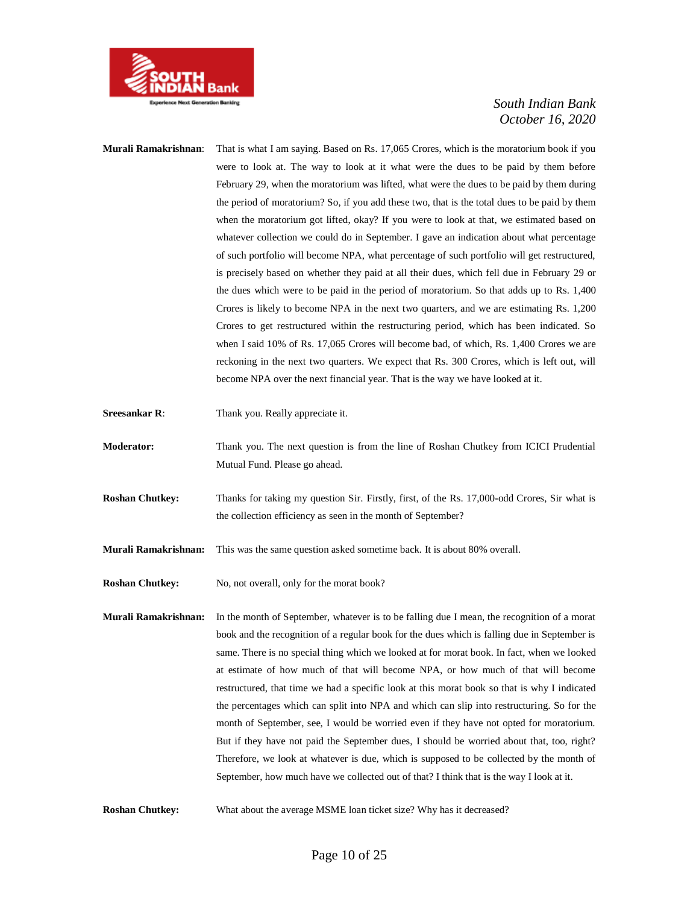**Murali Ramakrishnan**: That is what I am saying. Based on Rs. 17,065 Crores, which is the moratorium book if you were to look at. The way to look at it what were the dues to be paid by them before February 29, when the moratorium was lifted, what were the dues to be paid by them during the period of moratorium? So, if you add these two, that is the total dues to be paid by them when the moratorium got lifted, okay? If you were to look at that, we estimated based on whatever collection we could do in September. I gave an indication about what percentage of such portfolio will become NPA, what percentage of such portfolio will get restructured, is precisely based on whether they paid at all their dues, which fell due in February 29 or the dues which were to be paid in the period of moratorium. So that adds up to Rs. 1,400 Crores is likely to become NPA in the next two quarters, and we are estimating Rs. 1,200 Crores to get restructured within the restructuring period, which has been indicated. So when I said 10% of Rs. 17,065 Crores will become bad, of which, Rs. 1,400 Crores we are reckoning in the next two quarters. We expect that Rs. 300 Crores, which is left out, will become NPA over the next financial year. That is the way we have looked at it.

**Sreesankar R**: Thank you. Really appreciate it.

**Moderator:** Thank you. The next question is from the line of Roshan Chutkey from ICICI Prudential Mutual Fund. Please go ahead.

**Roshan Chutkey:** Thanks for taking my question Sir. Firstly, first, of the Rs. 17,000-odd Crores, Sir what is the collection efficiency as seen in the month of September?

**Murali Ramakrishnan:** This was the same question asked sometime back. It is about 80% overall.

**Roshan Chutkey:** No, not overall, only for the morat book?

**Murali Ramakrishnan:** In the month of September, whatever is to be falling due I mean, the recognition of a morat book and the recognition of a regular book for the dues which is falling due in September is same. There is no special thing which we looked at for morat book. In fact, when we looked at estimate of how much of that will become NPA, or how much of that will become restructured, that time we had a specific look at this morat book so that is why I indicated the percentages which can split into NPA and which can slip into restructuring. So for the month of September, see, I would be worried even if they have not opted for moratorium. But if they have not paid the September dues, I should be worried about that, too, right? Therefore, we look at whatever is due, which is supposed to be collected by the month of September, how much have we collected out of that? I think that is the way I look at it.

**Roshan Chutkey:** What about the average MSME loan ticket size? Why has it decreased?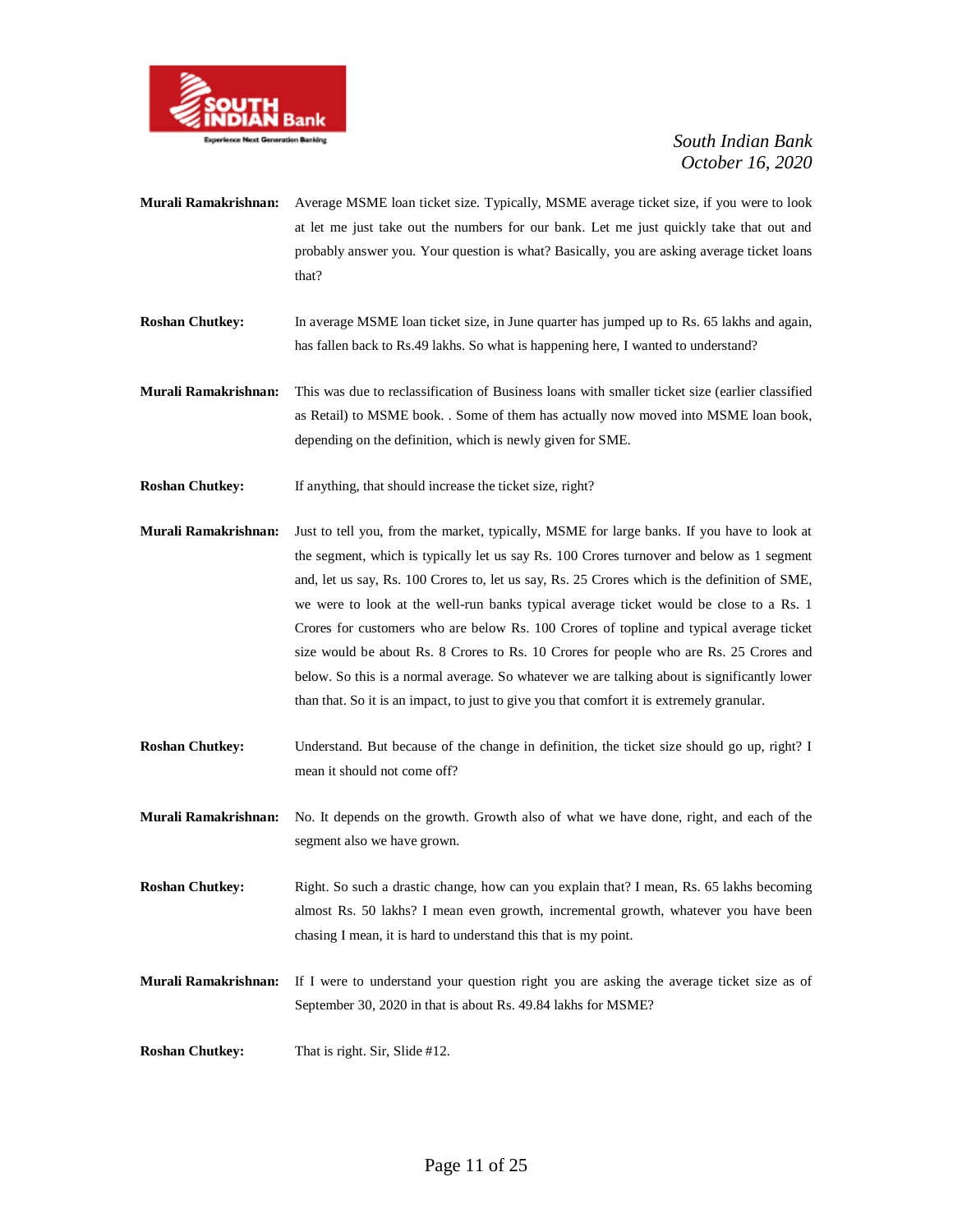**Murali Ramakrishnan:** Average MSME loan ticket size. Typically, MSME average ticket size, if you were to look at let me just take out the numbers for our bank. Let me just quickly take that out and probably answer you. Your question is what? Basically, you are asking average ticket loans that?

**Roshan Chutkey:** In average MSME loan ticket size, in June quarter has jumped up to Rs. 65 lakhs and again, has fallen back to Rs.49 lakhs. So what is happening here, I wanted to understand?

**Murali Ramakrishnan:** This was due to reclassification of Business loans with smaller ticket size (earlier classified as Retail) to MSME book. . Some of them has actually now moved into MSME loan book, depending on the definition, which is newly given for SME.

**Roshan Chutkey:** If anything, that should increase the ticket size, right?

**Murali Ramakrishnan:** Just to tell you, from the market, typically, MSME for large banks. If you have to look at the segment, which is typically let us say Rs. 100 Crores turnover and below as 1 segment and, let us say, Rs. 100 Crores to, let us say, Rs. 25 Crores which is the definition of SME, we were to look at the well-run banks typical average ticket would be close to a Rs. 1 Crores for customers who are below Rs. 100 Crores of topline and typical average ticket size would be about Rs. 8 Crores to Rs. 10 Crores for people who are Rs. 25 Crores and below. So this is a normal average. So whatever we are talking about is significantly lower than that. So it is an impact, to just to give you that comfort it is extremely granular.

**Roshan Chutkey:** Understand. But because of the change in definition, the ticket size should go up, right? I mean it should not come off?

**Murali Ramakrishnan:** No. It depends on the growth. Growth also of what we have done, right, and each of the segment also we have grown.

**Roshan Chutkey:** Right. So such a drastic change, how can you explain that? I mean, Rs. 65 lakhs becoming almost Rs. 50 lakhs? I mean even growth, incremental growth, whatever you have been chasing I mean, it is hard to understand this that is my point.

**Murali Ramakrishnan:** If I were to understand your question right you are asking the average ticket size as of September 30, 2020 in that is about Rs. 49.84 lakhs for MSME?

**Roshan Chutkey:** That is right. Sir, Slide #12.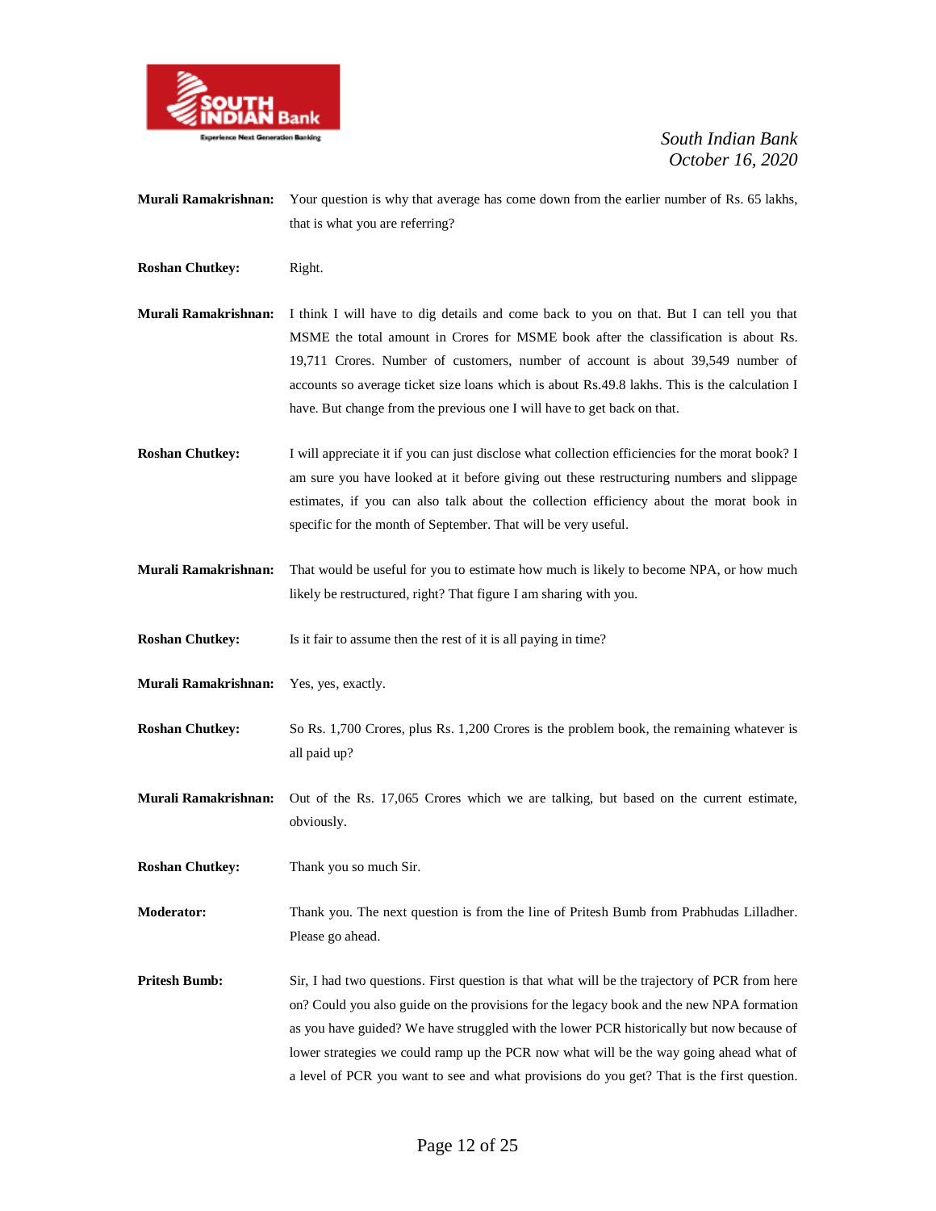**Murali Ramakrishnan:** Your question is why that average has come down from the earlier number of Rs. 65 lakhs, that is what you are referring?

**Roshan Chutkey:** Right.

**Murali Ramakrishnan:** I think I will have to dig details and come back to you on that. But I can tell you that MSME the total amount in Crores for MSME book after the classification is about Rs. 19,711 Crores. Number of customers, number of account is about 39,549 number of accounts so average ticket size loans which is about Rs.49.8 lakhs. This is the calculation I have. But change from the previous one I will have to get back on that.

**Roshan Chutkey:** I will appreciate it if you can just disclose what collection efficiencies for the morat book? I am sure you have looked at it before giving out these restructuring numbers and slippage estimates, if you can also talk about the collection efficiency about the morat book in specific for the month of September. That will be very useful.

**Murali Ramakrishnan:** That would be useful for you to estimate how much is likely to become NPA, or how much likely be restructured, right? That figure I am sharing with you.

**Roshan Chutkey:** Is it fair to assume then the rest of it is all paying in time?

**Murali Ramakrishnan:** Yes, yes, exactly.

**Roshan Chutkey:** So Rs. 1,700 Crores, plus Rs. 1,200 Crores is the problem book, the remaining whatever is all paid up?

**Murali Ramakrishnan:** Out of the Rs. 17,065 Crores which we are talking, but based on the current estimate, obviously.

**Roshan Chutkey:** Thank you so much Sir.

**Moderator:** Thank you. The next question is from the line of Pritesh Bumb from Prabhudas Lilladher. Please go ahead.

**Pritesh Bumb:** Sir, I had two questions. First question is that what will be the trajectory of PCR from here on? Could you also guide on the provisions for the legacy book and the new NPA formation as you have guided? We have struggled with the lower PCR historically but now because of lower strategies we could ramp up the PCR now what will be the way going ahead what of a level of PCR you want to see and what provisions do you get? That is the first question.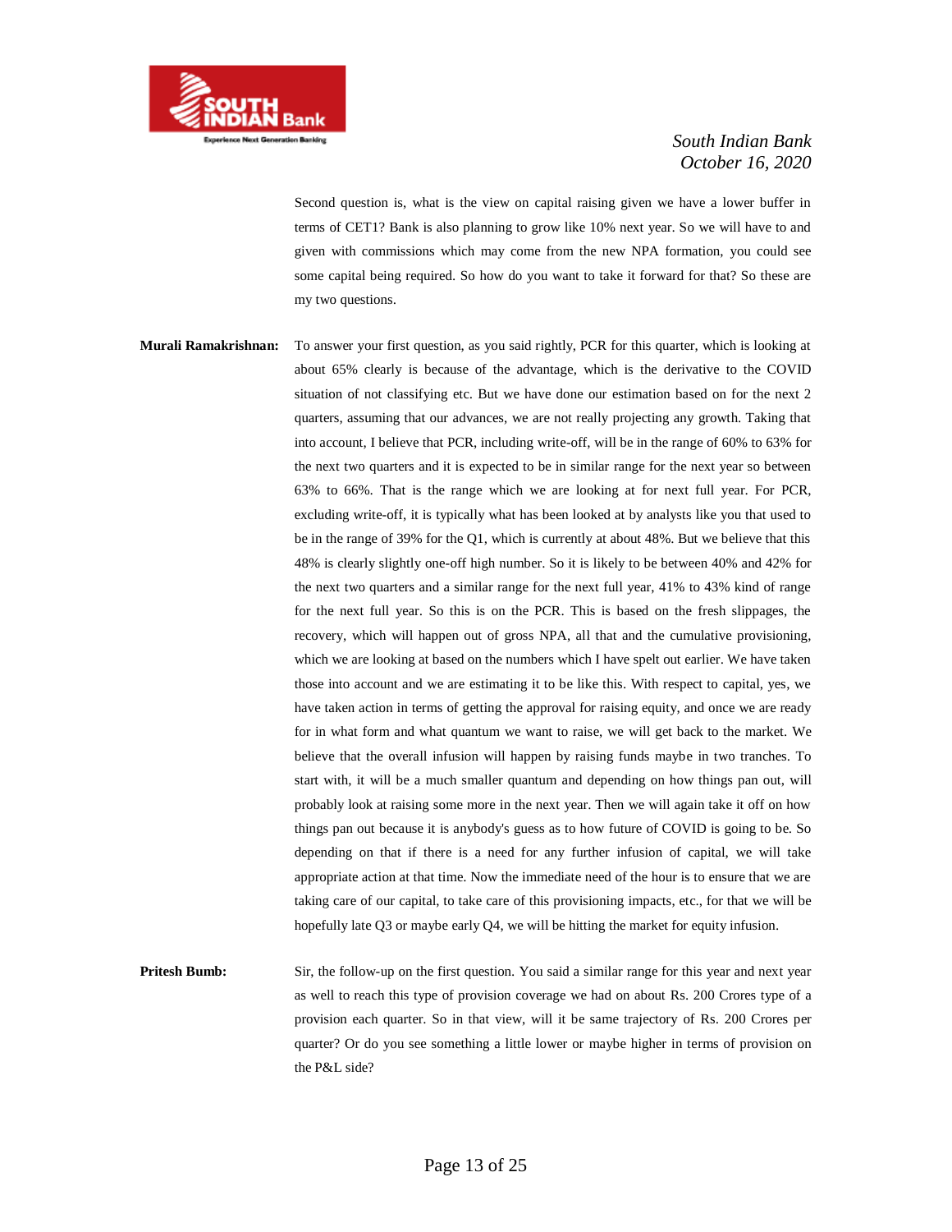Second question is, what is the view on capital raising given we have a lower buffer in terms of CET1? Bank is also planning to grow like 10% next year. So we will have to and given with commissions which may come from the new NPA formation, you could see some capital being required. So how do you want to take it forward for that? So these are my two questions.

**Murali Ramakrishnan:** To answer your first question, as you said rightly, PCR for this quarter, which is looking at about 65% clearly is because of the advantage, which is the derivative to the COVID situation of not classifying etc. But we have done our estimation based on for the next 2 quarters, assuming that our advances, we are not really projecting any growth. Taking that into account, I believe that PCR, including write-off, will be in the range of 60% to 63% for the next two quarters and it is expected to be in similar range for the next year so between 63% to 66%. That is the range which we are looking at for next full year. For PCR, excluding write-off, it is typically what has been looked at by analysts like you that used to be in the range of 39% for the Q1, which is currently at about 48%. But we believe that this 48% is clearly slightly one-off high number. So it is likely to be between 40% and 42% for the next two quarters and a similar range for the next full year, 41% to 43% kind of range for the next full year. So this is on the PCR. This is based on the fresh slippages, the recovery, which will happen out of gross NPA, all that and the cumulative provisioning, which we are looking at based on the numbers which I have spelt out earlier. We have taken those into account and we are estimating it to be like this. With respect to capital, yes, we have taken action in terms of getting the approval for raising equity, and once we are ready for in what form and what quantum we want to raise, we will get back to the market. We believe that the overall infusion will happen by raising funds maybe in two tranches. To start with, it will be a much smaller quantum and depending on how things pan out, will probably look at raising some more in the next year. Then we will again take it off on how things pan out because it is anybody's guess as to how future of COVID is going to be. So depending on that if there is a need for any further infusion of capital, we will take appropriate action at that time. Now the immediate need of the hour is to ensure that we are taking care of our capital, to take care of this provisioning impacts, etc., for that we will be hopefully late Q3 or maybe early Q4, we will be hitting the market for equity infusion.

**Pritesh Bumb:** Sir, the follow-up on the first question. You said a similar range for this year and next year as well to reach this type of provision coverage we had on about Rs. 200 Crores type of a provision each quarter. So in that view, will it be same trajectory of Rs. 200 Crores per quarter? Or do you see something a little lower or maybe higher in terms of provision on the P&L side?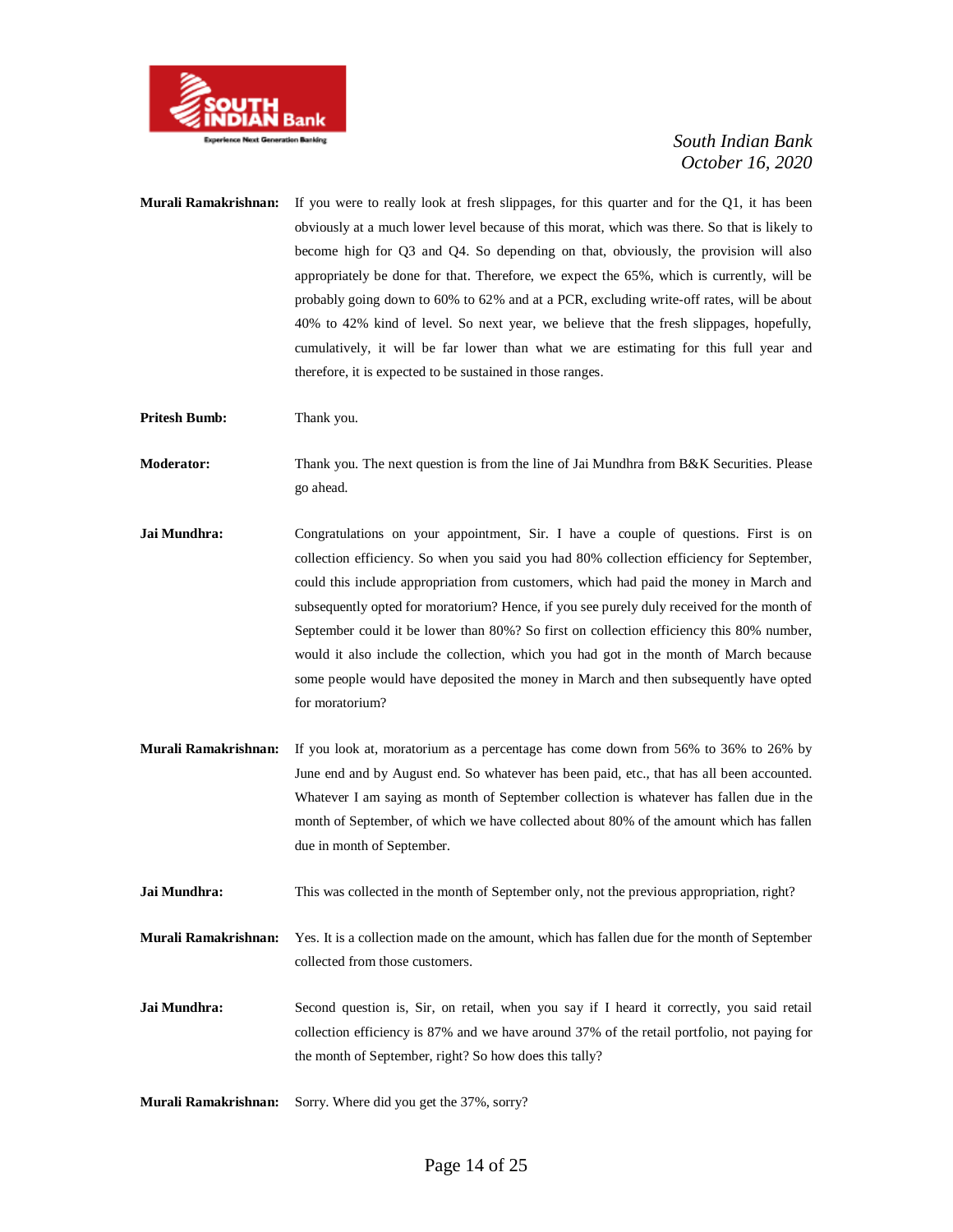**Murali Ramakrishnan:** If you were to really look at fresh slippages, for this quarter and for the Q1, it has been obviously at a much lower level because of this morat, which was there. So that is likely to become high for Q3 and Q4. So depending on that, obviously, the provision will also appropriately be done for that. Therefore, we expect the 65%, which is currently, will be probably going down to 60% to 62% and at a PCR, excluding write-off rates, will be about 40% to 42% kind of level. So next year, we believe that the fresh slippages, hopefully, cumulatively, it will be far lower than what we are estimating for this full year and therefore, it is expected to be sustained in those ranges.

**Pritesh Bumb:** Thank you.

**Moderator:** Thank you. The next question is from the line of Jai Mundhra from B&K Securities. Please go ahead.

**Jai Mundhra:** Congratulations on your appointment, Sir. I have a couple of questions. First is on collection efficiency. So when you said you had 80% collection efficiency for September, could this include appropriation from customers, which had paid the money in March and subsequently opted for moratorium? Hence, if you see purely duly received for the month of September could it be lower than 80%? So first on collection efficiency this 80% number, would it also include the collection, which you had got in the month of March because some people would have deposited the money in March and then subsequently have opted for moratorium?

**Murali Ramakrishnan:** If you look at, moratorium as a percentage has come down from 56% to 36% to 26% by June end and by August end. So whatever has been paid, etc., that has all been accounted. Whatever I am saying as month of September collection is whatever has fallen due in the month of September, of which we have collected about 80% of the amount which has fallen due in month of September.

**Jai Mundhra:** This was collected in the month of September only, not the previous appropriation, right?

**Murali Ramakrishnan:** Yes. It is a collection made on the amount, which has fallen due for the month of September collected from those customers.

**Jai Mundhra:** Second question is, Sir, on retail, when you say if I heard it correctly, you said retail collection efficiency is 87% and we have around 37% of the retail portfolio, not paying for the month of September, right? So how does this tally?

**Murali Ramakrishnan:** Sorry. Where did you get the 37%, sorry?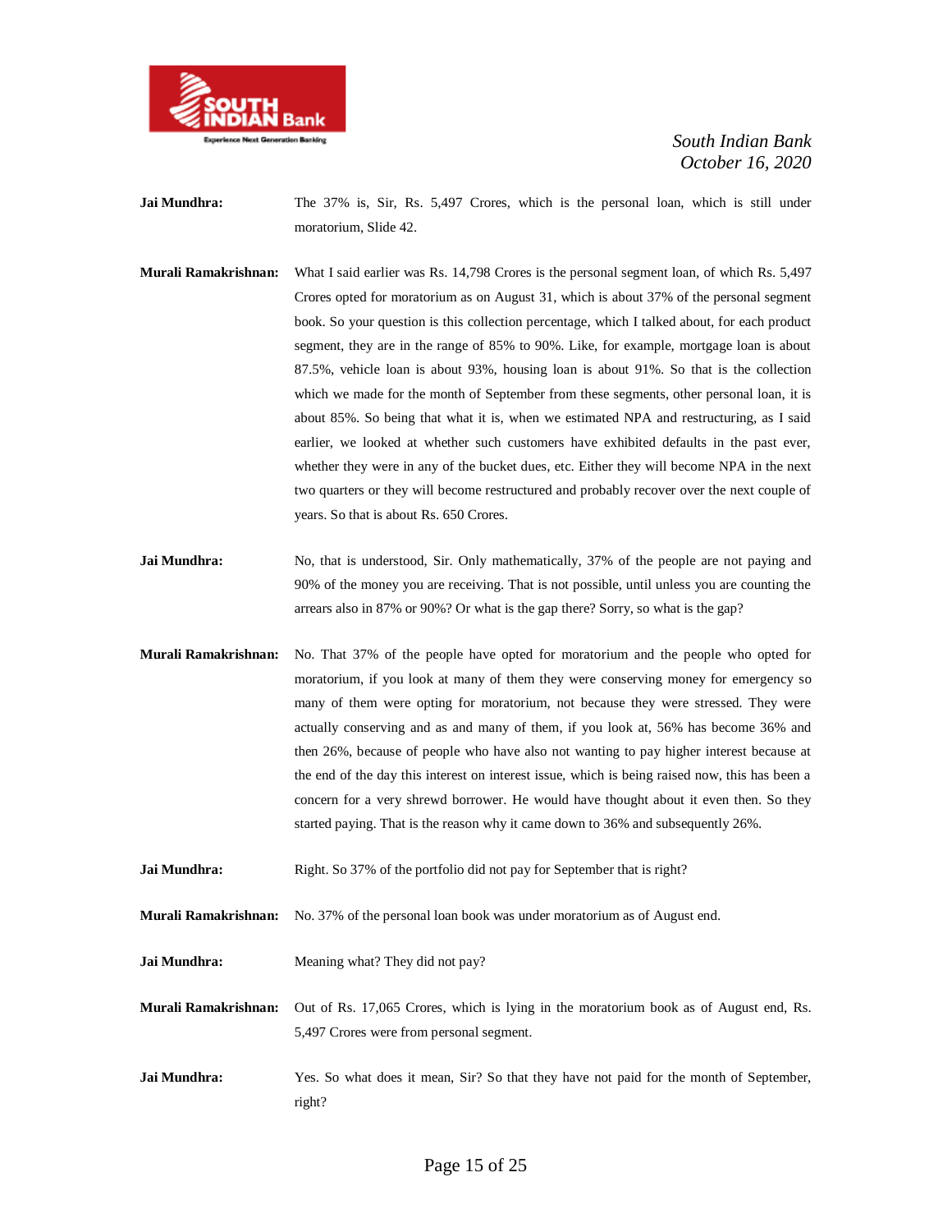**Jai Mundhra:** The 37% is, Sir, Rs. 5,497 Crores, which is the personal loan, which is still under moratorium, Slide 42.

**Murali Ramakrishnan:** What I said earlier was Rs. 14,798 Crores is the personal segment loan, of which Rs. 5,497 Crores opted for moratorium as on August 31, which is about 37% of the personal segment book. So your question is this collection percentage, which I talked about, for each product segment, they are in the range of 85% to 90%. Like, for example, mortgage loan is about 87.5%, vehicle loan is about 93%, housing loan is about 91%. So that is the collection which we made for the month of September from these segments, other personal loan, it is about 85%. So being that what it is, when we estimated NPA and restructuring, as I said earlier, we looked at whether such customers have exhibited defaults in the past ever, whether they were in any of the bucket dues, etc. Either they will become NPA in the next two quarters or they will become restructured and probably recover over the next couple of years. So that is about Rs. 650 Crores.

**Jai Mundhra:** No, that is understood, Sir. Only mathematically, 37% of the people are not paying and 90% of the money you are receiving. That is not possible, until unless you are counting the arrears also in 87% or 90%? Or what is the gap there? Sorry, so what is the gap?

**Murali Ramakrishnan:** No. That 37% of the people have opted for moratorium and the people who opted for moratorium, if you look at many of them they were conserving money for emergency so many of them were opting for moratorium, not because they were stressed. They were actually conserving and as and many of them, if you look at, 56% has become 36% and then 26%, because of people who have also not wanting to pay higher interest because at the end of the day this interest on interest issue, which is being raised now, this has been a concern for a very shrewd borrower. He would have thought about it even then. So they started paying. That is the reason why it came down to 36% and subsequently 26%.

**Jai Mundhra:** Right. So 37% of the portfolio did not pay for September that is right?

**Murali Ramakrishnan:** No. 37% of the personal loan book was under moratorium as of August end.

**Jai Mundhra:** Meaning what? They did not pay?

**Murali Ramakrishnan:** Out of Rs. 17,065 Crores, which is lying in the moratorium book as of August end, Rs. 5,497 Crores were from personal segment.

**Jai Mundhra:** Yes. So what does it mean, Sir? So that they have not paid for the month of September, right?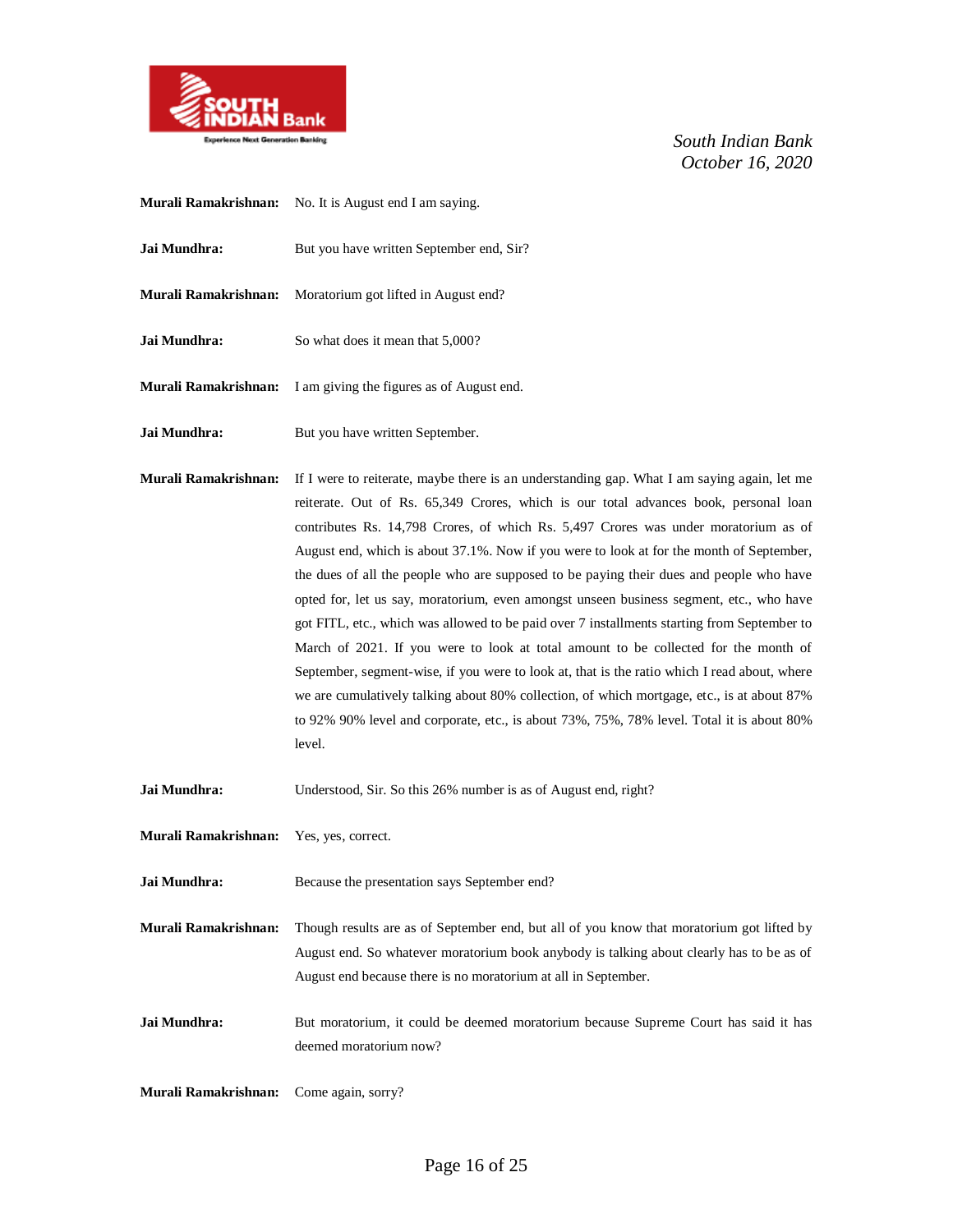**Murali Ramakrishnan:** No. It is August end I am saying.

**Jai Mundhra:** But you have written September end, Sir?

**Murali Ramakrishnan:** Moratorium got lifted in August end?

**Jai Mundhra:** So what does it mean that 5,000?

**Murali Ramakrishnan:** I am giving the figures as of August end.

**Jai Mundhra:** But you have written September.

**Murali Ramakrishnan:** If I were to reiterate, maybe there is an understanding gap. What I am saying again, let me reiterate. Out of Rs. 65,349 Crores, which is our total advances book, personal loan contributes Rs. 14,798 Crores, of which Rs. 5,497 Crores was under moratorium as of August end, which is about 37.1%. Now if you were to look at for the month of September, the dues of all the people who are supposed to be paying their dues and people who have opted for, let us say, moratorium, even amongst unseen business segment, etc., who have got FITL, etc., which was allowed to be paid over 7 installments starting from September to March of 2021. If you were to look at total amount to be collected for the month of September, segment-wise, if you were to look at, that is the ratio which I read about, where we are cumulatively talking about 80% collection, of which mortgage, etc., is at about 87% to 92% 90% level and corporate, etc., is about 73%, 75%, 78% level. Total it is about 80% level.

**Jai Mundhra:** Understood, Sir. So this 26% number is as of August end, right?

**Murali Ramakrishnan:** Yes, yes, correct.

**Jai Mundhra:** Because the presentation says September end?

**Murali Ramakrishnan:** Though results are as of September end, but all of you know that moratorium got lifted by August end. So whatever moratorium book anybody is talking about clearly has to be as of August end because there is no moratorium at all in September.

**Jai Mundhra:** But moratorium, it could be deemed moratorium because Supreme Court has said it has deemed moratorium now?

**Murali Ramakrishnan:** Come again, sorry?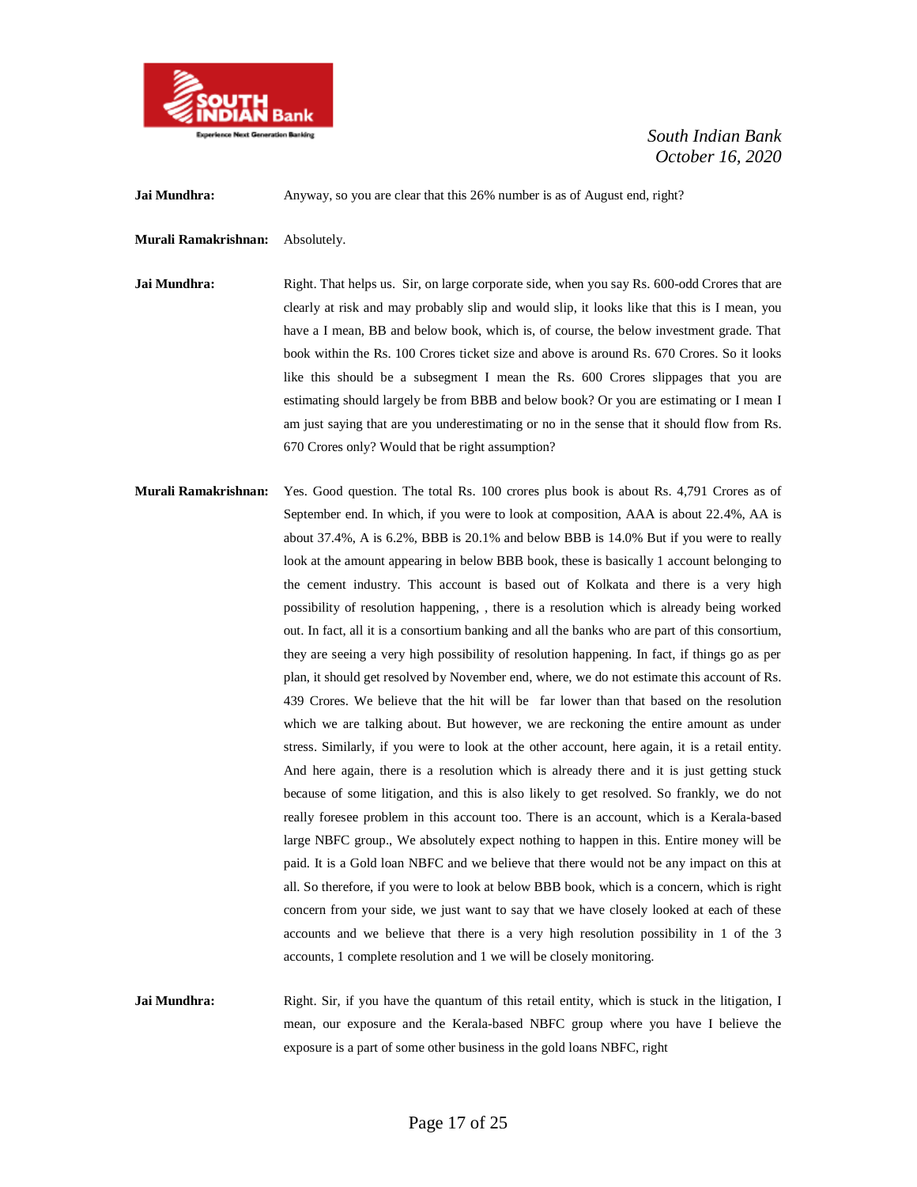**Jai Mundhra:** Anyway, so you are clear that this 26% number is as of August end, right?

**Murali Ramakrishnan:** Absolutely.

**Jai Mundhra:** Right. That helps us. Sir, on large corporate side, when you say Rs. 600-odd Crores that are clearly at risk and may probably slip and would slip, it looks like that this is I mean, you have a I mean, BB and below book, which is, of course, the below investment grade. That book within the Rs. 100 Crores ticket size and above is around Rs. 670 Crores. So it looks like this should be a subsegment I mean the Rs. 600 Crores slippages that you are estimating should largely be from BBB and below book? Or you are estimating or I mean I am just saying that are you underestimating or no in the sense that it should flow from Rs. 670 Crores only? Would that be right assumption?

**Murali Ramakrishnan:** Yes. Good question. The total Rs. 100 crores plus book is about Rs. 4,791 Crores as of September end. In which, if you were to look at composition, AAA is about 22.4%, AA is about 37.4%, A is 6.2%, BBB is 20.1% and below BBB is 14.0% But if you were to really look at the amount appearing in below BBB book, these is basically 1 account belonging to the cement industry. This account is based out of Kolkata and there is a very high possibility of resolution happening, , there is a resolution which is already being worked out. In fact, all it is a consortium banking and all the banks who are part of this consortium, they are seeing a very high possibility of resolution happening. In fact, if things go as per plan, it should get resolved by November end, where, we do not estimate this account of Rs. 439 Crores. We believe that the hit will be far lower than that based on the resolution which we are talking about. But however, we are reckoning the entire amount as under stress. Similarly, if you were to look at the other account, here again, it is a retail entity. And here again, there is a resolution which is already there and it is just getting stuck because of some litigation, and this is also likely to get resolved. So frankly, we do not really foresee problem in this account too. There is an account, which is a Kerala-based large NBFC group., We absolutely expect nothing to happen in this. Entire money will be paid. It is a Gold loan NBFC and we believe that there would not be any impact on this at all. So therefore, if you were to look at below BBB book, which is a concern, which is right concern from your side, we just want to say that we have closely looked at each of these accounts and we believe that there is a very high resolution possibility in 1 of the 3 accounts, 1 complete resolution and 1 we will be closely monitoring.

**Jai Mundhra:** Right. Sir, if you have the quantum of this retail entity, which is stuck in the litigation, I mean, our exposure and the Kerala-based NBFC group where you have I believe the exposure is a part of some other business in the gold loans NBFC, right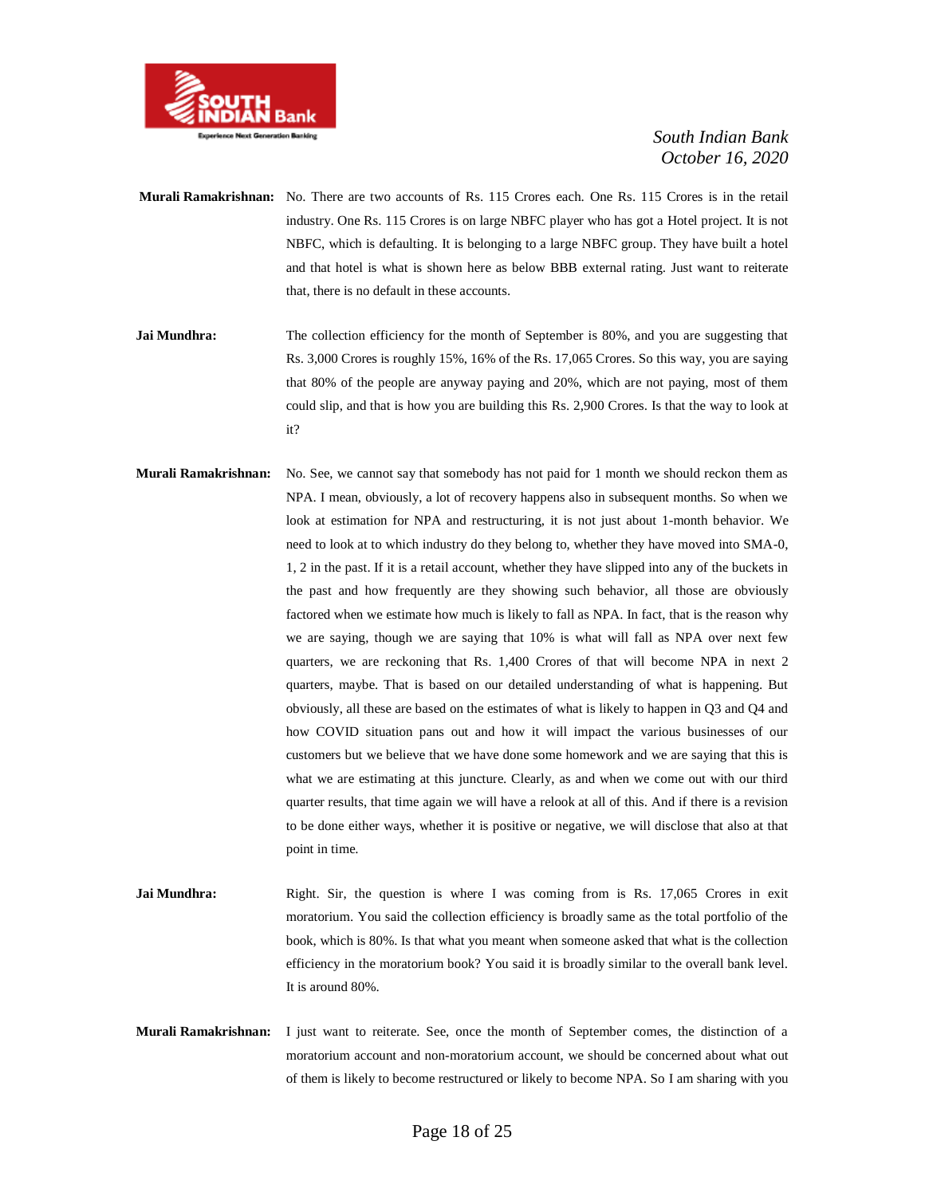**Murali Ramakrishnan:** No. There are two accounts of Rs. 115 Crores each. One Rs. 115 Crores is in the retail industry. One Rs. 115 Crores is on large NBFC player who has got a Hotel project. It is not NBFC, which is defaulting. It is belonging to a large NBFC group. They have built a hotel and that hotel is what is shown here as below BBB external rating. Just want to reiterate that, there is no default in these accounts.

**Jai Mundhra:** The collection efficiency for the month of September is 80%, and you are suggesting that Rs. 3,000 Crores is roughly 15%, 16% of the Rs. 17,065 Crores. So this way, you are saying that 80% of the people are anyway paying and 20%, which are not paying, most of them could slip, and that is how you are building this Rs. 2,900 Crores. Is that the way to look at it?

**Murali Ramakrishnan:** No. See, we cannot say that somebody has not paid for 1 month we should reckon them as NPA. I mean, obviously, a lot of recovery happens also in subsequent months. So when we look at estimation for NPA and restructuring, it is not just about 1-month behavior. We need to look at to which industry do they belong to, whether they have moved into SMA-0, 1, 2 in the past. If it is a retail account, whether they have slipped into any of the buckets in the past and how frequently are they showing such behavior, all those are obviously factored when we estimate how much is likely to fall as NPA. In fact, that is the reason why we are saying, though we are saying that 10% is what will fall as NPA over next few quarters, we are reckoning that Rs. 1,400 Crores of that will become NPA in next 2 quarters, maybe. That is based on our detailed understanding of what is happening. But obviously, all these are based on the estimates of what is likely to happen in Q3 and Q4 and how COVID situation pans out and how it will impact the various businesses of our customers but we believe that we have done some homework and we are saying that this is what we are estimating at this juncture. Clearly, as and when we come out with our third quarter results, that time again we will have a relook at all of this. And if there is a revision to be done either ways, whether it is positive or negative, we will disclose that also at that point in time.

**Jai Mundhra:** Right. Sir, the question is where I was coming from is Rs. 17,065 Crores in exit moratorium. You said the collection efficiency is broadly same as the total portfolio of the book, which is 80%. Is that what you meant when someone asked that what is the collection efficiency in the moratorium book? You said it is broadly similar to the overall bank level. It is around 80%.

**Murali Ramakrishnan:** I just want to reiterate. See, once the month of September comes, the distinction of a moratorium account and non-moratorium account, we should be concerned about what out of them is likely to become restructured or likely to become NPA. So I am sharing with you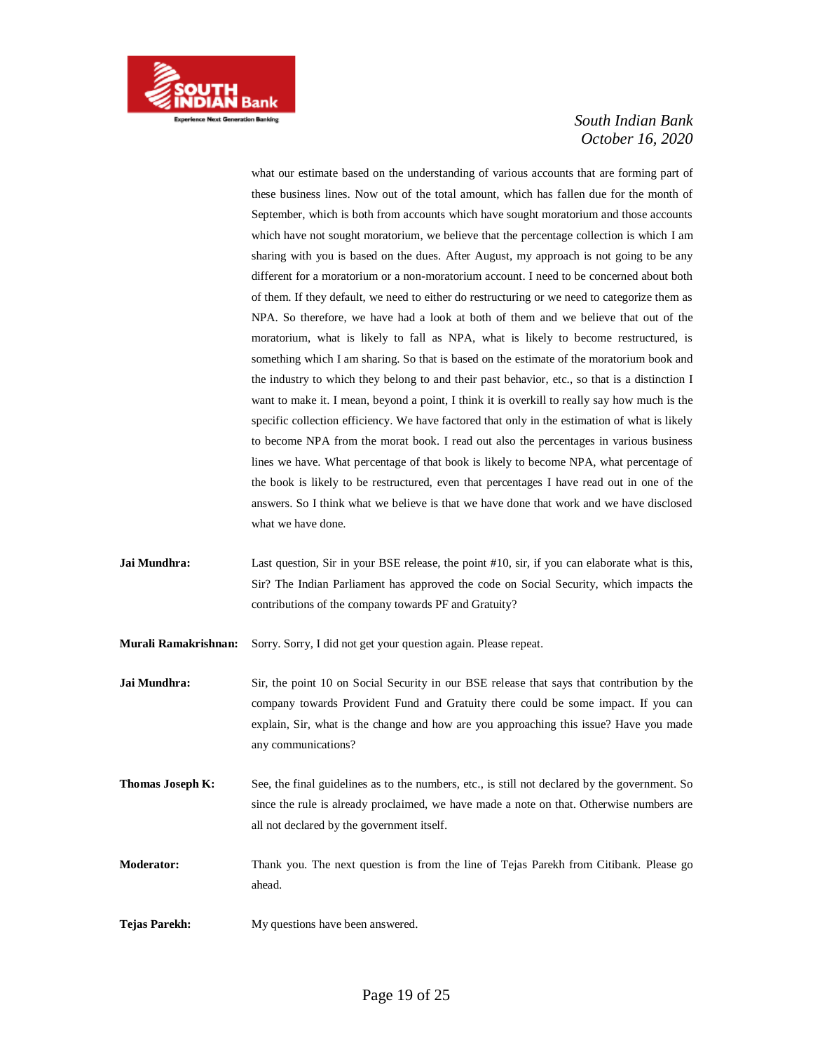what our estimate based on the understanding of various accounts that are forming part of these business lines. Now out of the total amount, which has fallen due for the month of September, which is both from accounts which have sought moratorium and those accounts which have not sought moratorium, we believe that the percentage collection is which I am sharing with you is based on the dues. After August, my approach is not going to be any different for a moratorium or a non-moratorium account. I need to be concerned about both of them. If they default, we need to either do restructuring or we need to categorize them as NPA. So therefore, we have had a look at both of them and we believe that out of the moratorium, what is likely to fall as NPA, what is likely to become restructured, is something which I am sharing. So that is based on the estimate of the moratorium book and the industry to which they belong to and their past behavior, etc., so that is a distinction I want to make it. I mean, beyond a point, I think it is overkill to really say how much is the specific collection efficiency. We have factored that only in the estimation of what is likely to become NPA from the morat book. I read out also the percentages in various business lines we have. What percentage of that book is likely to become NPA, what percentage of the book is likely to be restructured, even that percentages I have read out in one of the answers. So I think what we believe is that we have done that work and we have disclosed what we have done.

**Jai Mundhra:** Last question, Sir in your BSE release, the point #10, sir, if you can elaborate what is this, Sir? The Indian Parliament has approved the code on Social Security, which impacts the contributions of the company towards PF and Gratuity?

**Murali Ramakrishnan:** Sorry. Sorry, I did not get your question again. Please repeat.

**Jai Mundhra:** Sir, the point 10 on Social Security in our BSE release that says that contribution by the company towards Provident Fund and Gratuity there could be some impact. If you can explain, Sir, what is the change and how are you approaching this issue? Have you made any communications?

**Thomas Joseph K:** See, the final guidelines as to the numbers, etc., is still not declared by the government. So since the rule is already proclaimed, we have made a note on that. Otherwise numbers are all not declared by the government itself.

**Moderator:** Thank you. The next question is from the line of Tejas Parekh from Citibank. Please go ahead.

**Tejas Parekh:** My questions have been answered.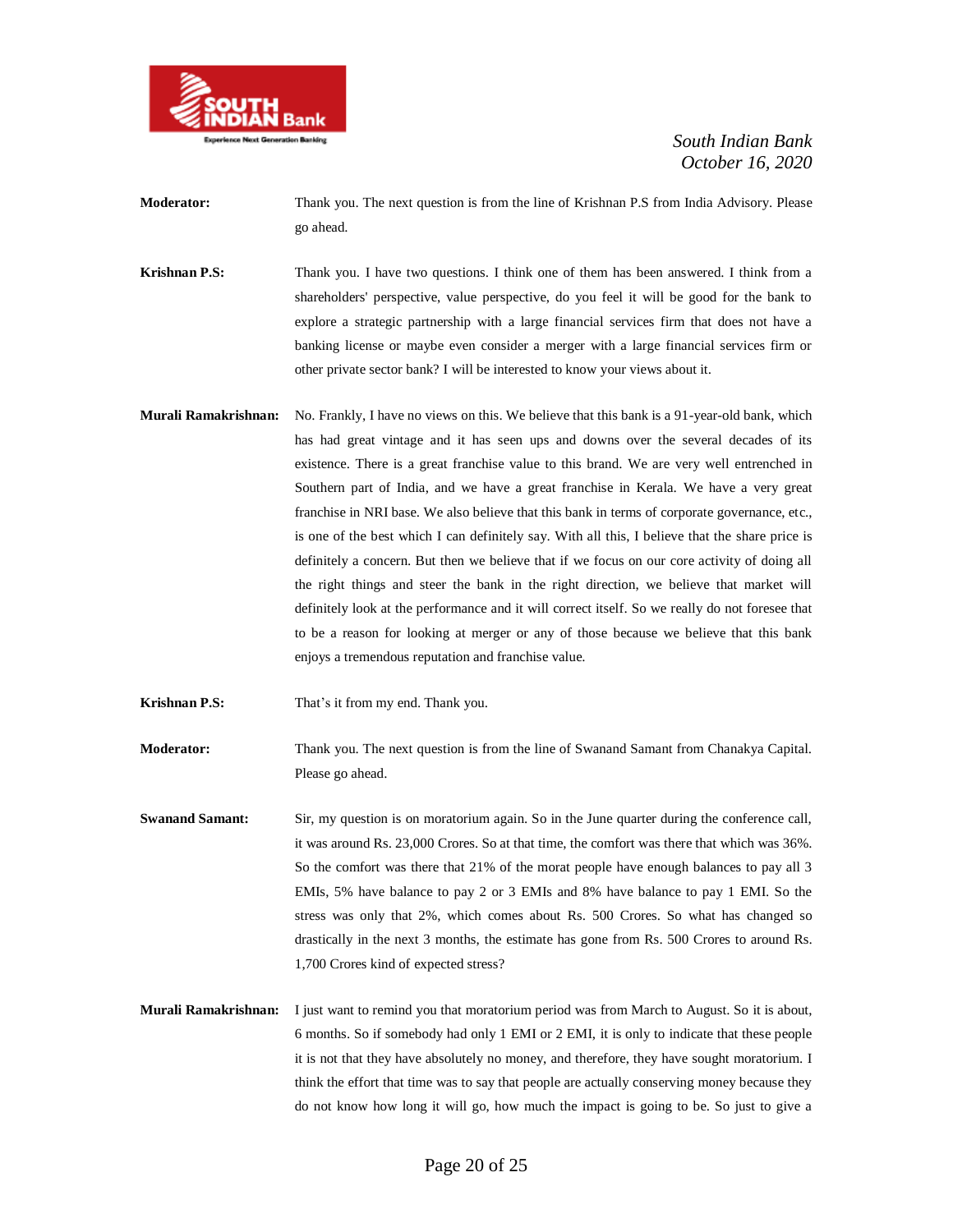**Moderator:** Thank you. The next question is from the line of Krishnan P.S from India Advisory. Please go ahead.

**Krishnan P.S:** Thank you. I have two questions. I think one of them has been answered. I think from a shareholders' perspective, value perspective, do you feel it will be good for the bank to explore a strategic partnership with a large financial services firm that does not have a banking license or maybe even consider a merger with a large financial services firm or other private sector bank? I will be interested to know your views about it.

**Murali Ramakrishnan:** No. Frankly, I have no views on this. We believe that this bank is a 91-year-old bank, which has had great vintage and it has seen ups and downs over the several decades of its existence. There is a great franchise value to this brand. We are very well entrenched in Southern part of India, and we have a great franchise in Kerala. We have a very great franchise in NRI base. We also believe that this bank in terms of corporate governance, etc., is one of the best which I can definitely say. With all this, I believe that the share price is definitely a concern. But then we believe that if we focus on our core activity of doing all the right things and steer the bank in the right direction, we believe that market will definitely look at the performance and it will correct itself. So we really do not foresee that to be a reason for looking at merger or any of those because we believe that this bank enjoys a tremendous reputation and franchise value.

**Krishnan P.S:** That's it from my end. Thank you.

**Moderator:** Thank you. The next question is from the line of Swanand Samant from Chanakya Capital. Please go ahead.

**Swanand Samant:** Sir, my question is on moratorium again. So in the June quarter during the conference call, it was around Rs. 23,000 Crores. So at that time, the comfort was there that which was 36%. So the comfort was there that 21% of the morat people have enough balances to pay all 3 EMIs, 5% have balance to pay 2 or 3 EMIs and 8% have balance to pay 1 EMI. So the stress was only that 2%, which comes about Rs. 500 Crores. So what has changed so drastically in the next 3 months, the estimate has gone from Rs. 500 Crores to around Rs. 1,700 Crores kind of expected stress?

**Murali Ramakrishnan:** I just want to remind you that moratorium period was from March to August. So it is about, 6 months. So if somebody had only 1 EMI or 2 EMI, it is only to indicate that these people it is not that they have absolutely no money, and therefore, they have sought moratorium. I think the effort that time was to say that people are actually conserving money because they do not know how long it will go, how much the impact is going to be. So just to give a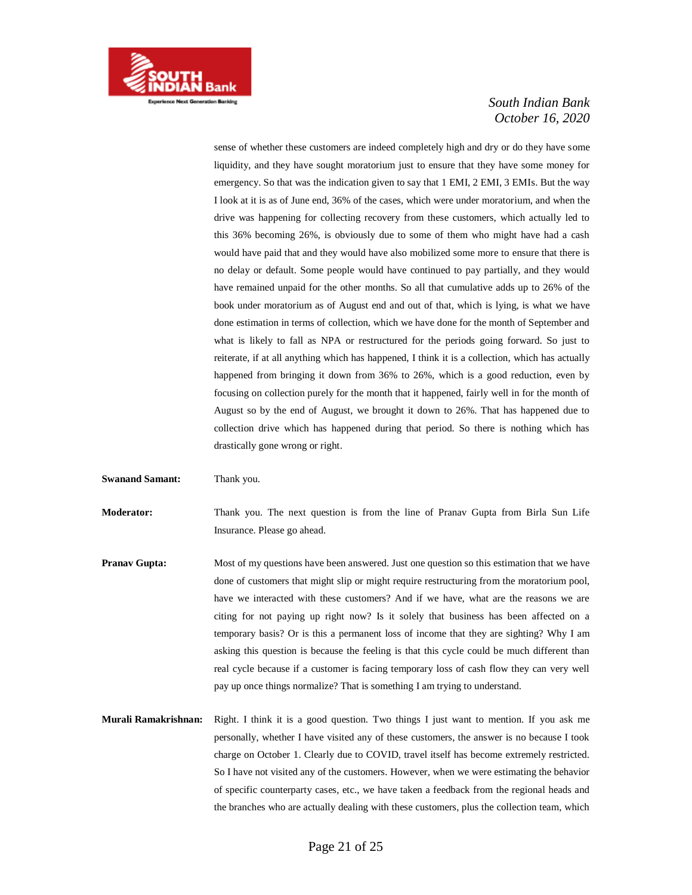sense of whether these customers are indeed completely high and dry or do they have some liquidity, and they have sought moratorium just to ensure that they have some money for emergency. So that was the indication given to say that 1 EMI, 2 EMI, 3 EMIs. But the way I look at it is as of June end, 36% of the cases, which were under moratorium, and when the drive was happening for collecting recovery from these customers, which actually led to this 36% becoming 26%, is obviously due to some of them who might have had a cash would have paid that and they would have also mobilized some more to ensure that there is no delay or default. Some people would have continued to pay partially, and they would have remained unpaid for the other months. So all that cumulative adds up to 26% of the book under moratorium as of August end and out of that, which is lying, is what we have done estimation in terms of collection, which we have done for the month of September and what is likely to fall as NPA or restructured for the periods going forward. So just to reiterate, if at all anything which has happened, I think it is a collection, which has actually happened from bringing it down from 36% to 26%, which is a good reduction, even by focusing on collection purely for the month that it happened, fairly well in for the month of August so by the end of August, we brought it down to 26%. That has happened due to collection drive which has happened during that period. So there is nothing which has drastically gone wrong or right.

**Swanand Samant:** Thank you.

**Moderator:** Thank you. The next question is from the line of Pranav Gupta from Birla Sun Life Insurance. Please go ahead.

**Pranav Gupta:** Most of my questions have been answered. Just one question so this estimation that we have done of customers that might slip or might require restructuring from the moratorium pool, have we interacted with these customers? And if we have, what are the reasons we are citing for not paying up right now? Is it solely that business has been affected on a temporary basis? Or is this a permanent loss of income that they are sighting? Why I am asking this question is because the feeling is that this cycle could be much different than real cycle because if a customer is facing temporary loss of cash flow they can very well pay up once things normalize? That is something I am trying to understand.

**Murali Ramakrishnan:** Right. I think it is a good question. Two things I just want to mention. If you ask me personally, whether I have visited any of these customers, the answer is no because I took charge on October 1. Clearly due to COVID, travel itself has become extremely restricted. So I have not visited any of the customers. However, when we were estimating the behavior of specific counterparty cases, etc., we have taken a feedback from the regional heads and the branches who are actually dealing with these customers, plus the collection team, which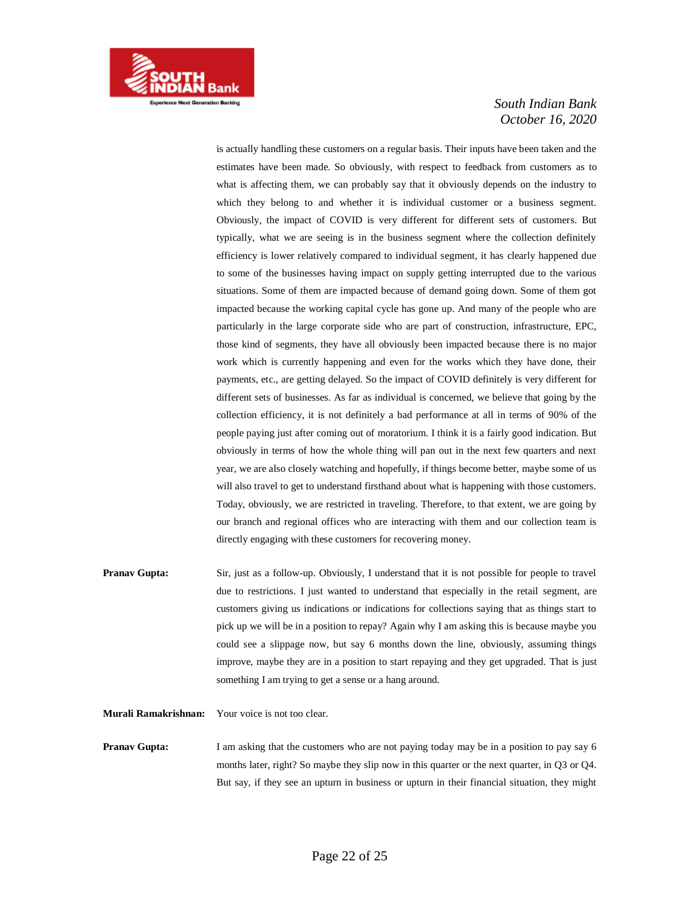is actually handling these customers on a regular basis. Their inputs have been taken and the estimates have been made. So obviously, with respect to feedback from customers as to what is affecting them, we can probably say that it obviously depends on the industry to which they belong to and whether it is individual customer or a business segment. Obviously, the impact of COVID is very different for different sets of customers. But typically, what we are seeing is in the business segment where the collection definitely efficiency is lower relatively compared to individual segment, it has clearly happened due to some of the businesses having impact on supply getting interrupted due to the various situations. Some of them are impacted because of demand going down. Some of them got impacted because the working capital cycle has gone up. And many of the people who are particularly in the large corporate side who are part of construction, infrastructure, EPC, those kind of segments, they have all obviously been impacted because there is no major work which is currently happening and even for the works which they have done, their payments, etc., are getting delayed. So the impact of COVID definitely is very different for different sets of businesses. As far as individual is concerned, we believe that going by the collection efficiency, it is not definitely a bad performance at all in terms of 90% of the people paying just after coming out of moratorium. I think it is a fairly good indication. But obviously in terms of how the whole thing will pan out in the next few quarters and next year, we are also closely watching and hopefully, if things become better, maybe some of us will also travel to get to understand firsthand about what is happening with those customers. Today, obviously, we are restricted in traveling. Therefore, to that extent, we are going by our branch and regional offices who are interacting with them and our collection team is directly engaging with these customers for recovering money.

**Pranav Gupta:** Sir, just as a follow-up. Obviously, I understand that it is not possible for people to travel due to restrictions. I just wanted to understand that especially in the retail segment, are customers giving us indications or indications for collections saying that as things start to pick up we will be in a position to repay? Again why I am asking this is because maybe you could see a slippage now, but say 6 months down the line, obviously, assuming things improve, maybe they are in a position to start repaying and they get upgraded. That is just something I am trying to get a sense or a hang around.

**Murali Ramakrishnan:** Your voice is not too clear.

**Pranav Gupta:** I am asking that the customers who are not paying today may be in a position to pay say 6 months later, right? So maybe they slip now in this quarter or the next quarter, in Q3 or Q4. But say, if they see an upturn in business or upturn in their financial situation, they might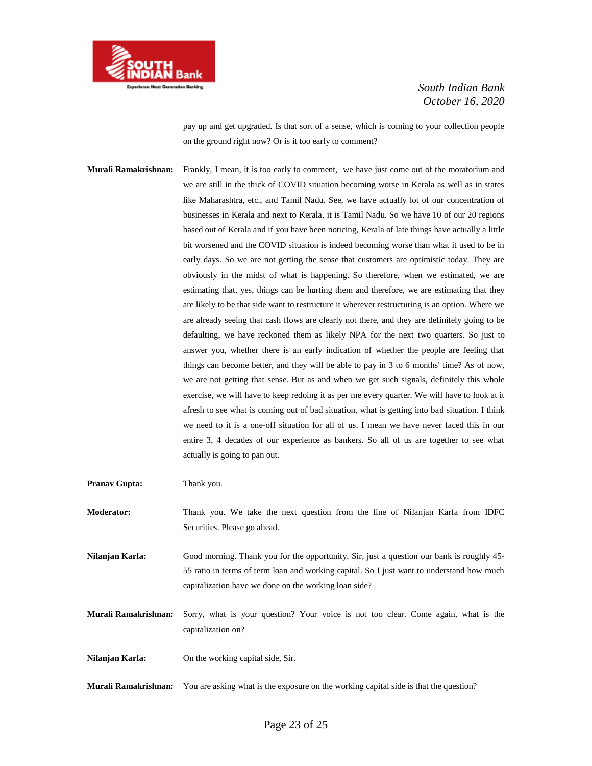pay up and get upgraded. Is that sort of a sense, which is coming to your collection people on the ground right now? Or is it too early to comment?

**Murali Ramakrishnan:** Frankly, I mean, it is too early to comment, we have just come out of the moratorium and we are still in the thick of COVID situation becoming worse in Kerala as well as in states like Maharashtra, etc., and Tamil Nadu. See, we have actually lot of our concentration of businesses in Kerala and next to Kerala, it is Tamil Nadu. So we have 10 of our 20 regions based out of Kerala and if you have been noticing, Kerala of late things have actually a little bit worsened and the COVID situation is indeed becoming worse than what it used to be in early days. So we are not getting the sense that customers are optimistic today. They are obviously in the midst of what is happening. So therefore, when we estimated, we are estimating that, yes, things can be hurting them and therefore, we are estimating that they are likely to be that side want to restructure it wherever restructuring is an option. Where we are already seeing that cash flows are clearly not there, and they are definitely going to be defaulting, we have reckoned them as likely NPA for the next two quarters. So just to answer you, whether there is an early indication of whether the people are feeling that things can become better, and they will be able to pay in 3 to 6 months' time? As of now, we are not getting that sense. But as and when we get such signals, definitely this whole exercise, we will have to keep redoing it as per me every quarter. We will have to look at it afresh to see what is coming out of bad situation, what is getting into bad situation. I think we need to it is a one-off situation for all of us. I mean we have never faced this in our entire 3, 4 decades of our experience as bankers. So all of us are together to see what actually is going to pan out.

**Pranav Gupta:** Thank you.

**Moderator:** Thank you. We take the next question from the line of Nilanjan Karfa from IDFC Securities. Please go ahead.

**Nilanjan Karfa:** Good morning. Thank you for the opportunity. Sir, just a question our bank is roughly 45-55 ratio in terms of term loan and working capital. So I just want to understand how much capitalization have we done on the working loan side?

**Murali Ramakrishnan:** Sorry, what is your question? Your voice is not too clear. Come again, what is the capitalization on?

**Nilanjan Karfa:** On the working capital side, Sir.

**Murali Ramakrishnan:** You are asking what is the exposure on the working capital side is that the question?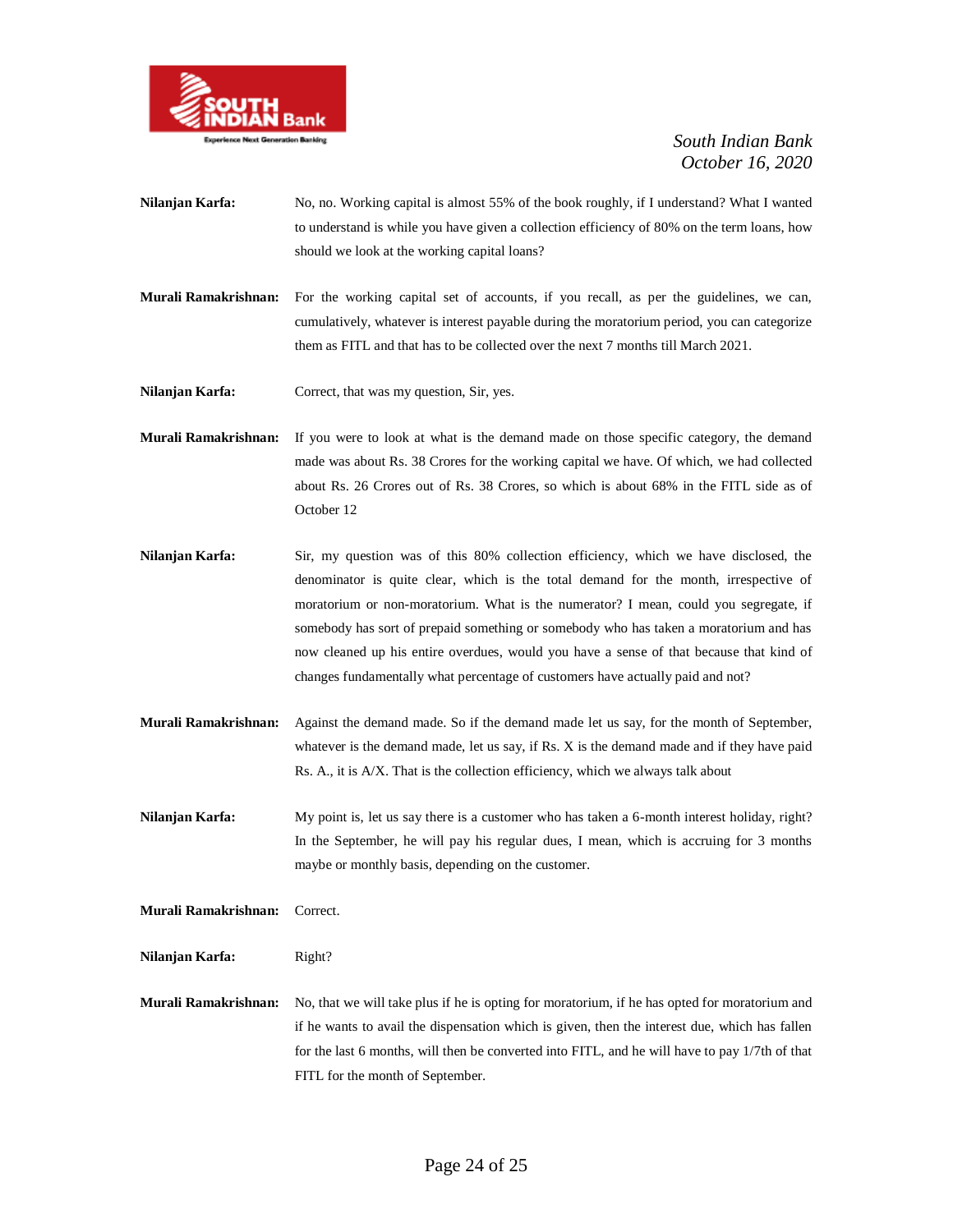**Nilanjan Karfa:** No, no. Working capital is almost 55% of the book roughly, if I understand? What I wanted to understand is while you have given a collection efficiency of 80% on the term loans, how should we look at the working capital loans?

**Murali Ramakrishnan:** For the working capital set of accounts, if you recall, as per the guidelines, we can, cumulatively, whatever is interest payable during the moratorium period, you can categorize them as FITL and that has to be collected over the next 7 months till March 2021.

**Nilanjan Karfa:** Correct, that was my question, Sir, yes.

**Murali Ramakrishnan:** If you were to look at what is the demand made on those specific category, the demand made was about Rs. 38 Crores for the working capital we have. Of which, we had collected about Rs. 26 Crores out of Rs. 38 Crores, so which is about 68% in the FITL side as of October 12

**Nilanjan Karfa:** Sir, my question was of this 80% collection efficiency, which we have disclosed, the denominator is quite clear, which is the total demand for the month, irrespective of moratorium or non-moratorium. What is the numerator? I mean, could you segregate, if somebody has sort of prepaid something or somebody who has taken a moratorium and has now cleaned up his entire overdues, would you have a sense of that because that kind of changes fundamentally what percentage of customers have actually paid and not?

**Murali Ramakrishnan:** Against the demand made. So if the demand made let us say, for the month of September, whatever is the demand made, let us say, if Rs. X is the demand made and if they have paid Rs. A., it is A/X. That is the collection efficiency, which we always talk about

**Nilanjan Karfa:** My point is, let us say there is a customer who has taken a 6-month interest holiday, right? In the September, he will pay his regular dues, I mean, which is accruing for 3 months maybe or monthly basis, depending on the customer.

**Murali Ramakrishnan:** Correct.

**Nilanjan Karfa:** Right?

**Murali Ramakrishnan:** No, that we will take plus if he is opting for moratorium, if he has opted for moratorium and if he wants to avail the dispensation which is given, then the interest due, which has fallen for the last 6 months, will then be converted into FITL, and he will have to pay 1/7th of that FITL for the month of September.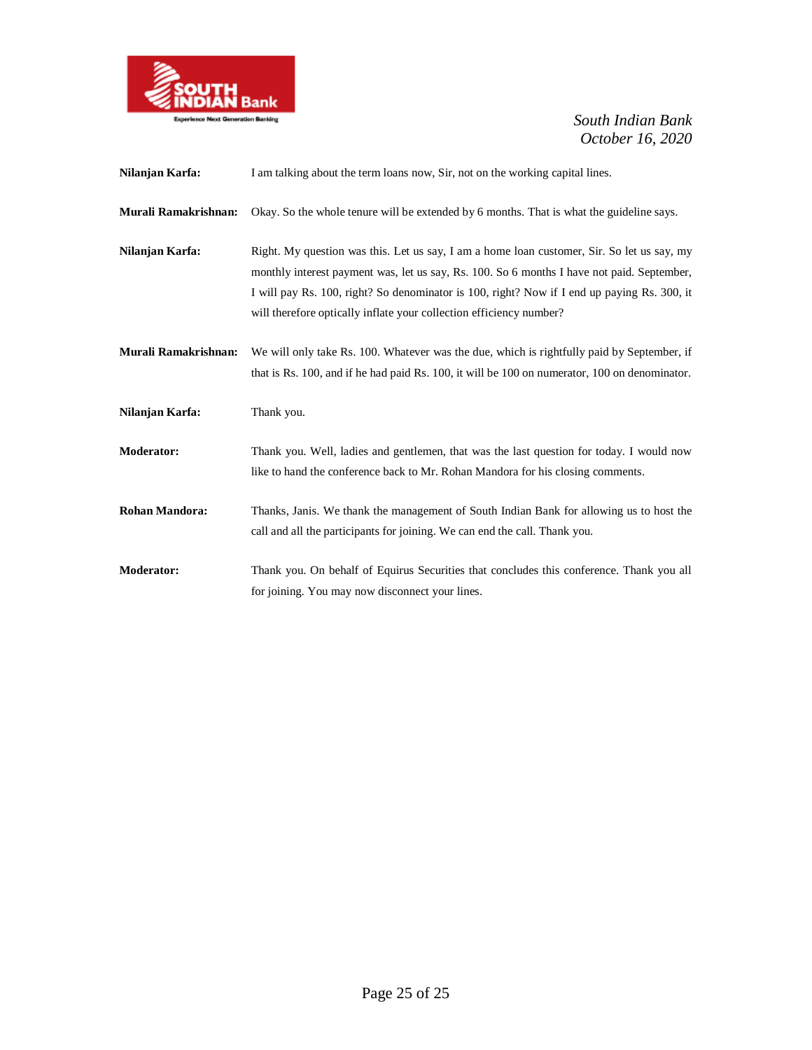**Nilanjan Karfa:** I am talking about the term loans now, Sir, not on the working capital lines.

**Murali Ramakrishnan:** Okay. So the whole tenure will be extended by 6 months. That is what the guideline says.

**Nilanjan Karfa:** Right. My question was this. Let us say, I am a home loan customer, Sir. So let us say, my monthly interest payment was, let us say, Rs. 100. So 6 months I have not paid. September, I will pay Rs. 100, right? So denominator is 100, right? Now if I end up paying Rs. 300, it will therefore optically inflate your collection efficiency number?

**Murali Ramakrishnan:** We will only take Rs. 100. Whatever was the due, which is rightfully paid by September, if that is Rs. 100, and if he had paid Rs. 100, it will be 100 on numerator, 100 on denominator.

**Nilanjan Karfa:** Thank you.

**Moderator:** Thank you. Well, ladies and gentlemen, that was the last question for today. I would now like to hand the conference back to Mr. Rohan Mandora for his closing comments.

**Rohan Mandora:** Thanks, Janis. We thank the management of South Indian Bank for allowing us to host the call and all the participants for joining. We can end the call. Thank you.

**Moderator:** Thank you. On behalf of Equirus Securities that concludes this conference. Thank you all for joining. You may now disconnect your lines.